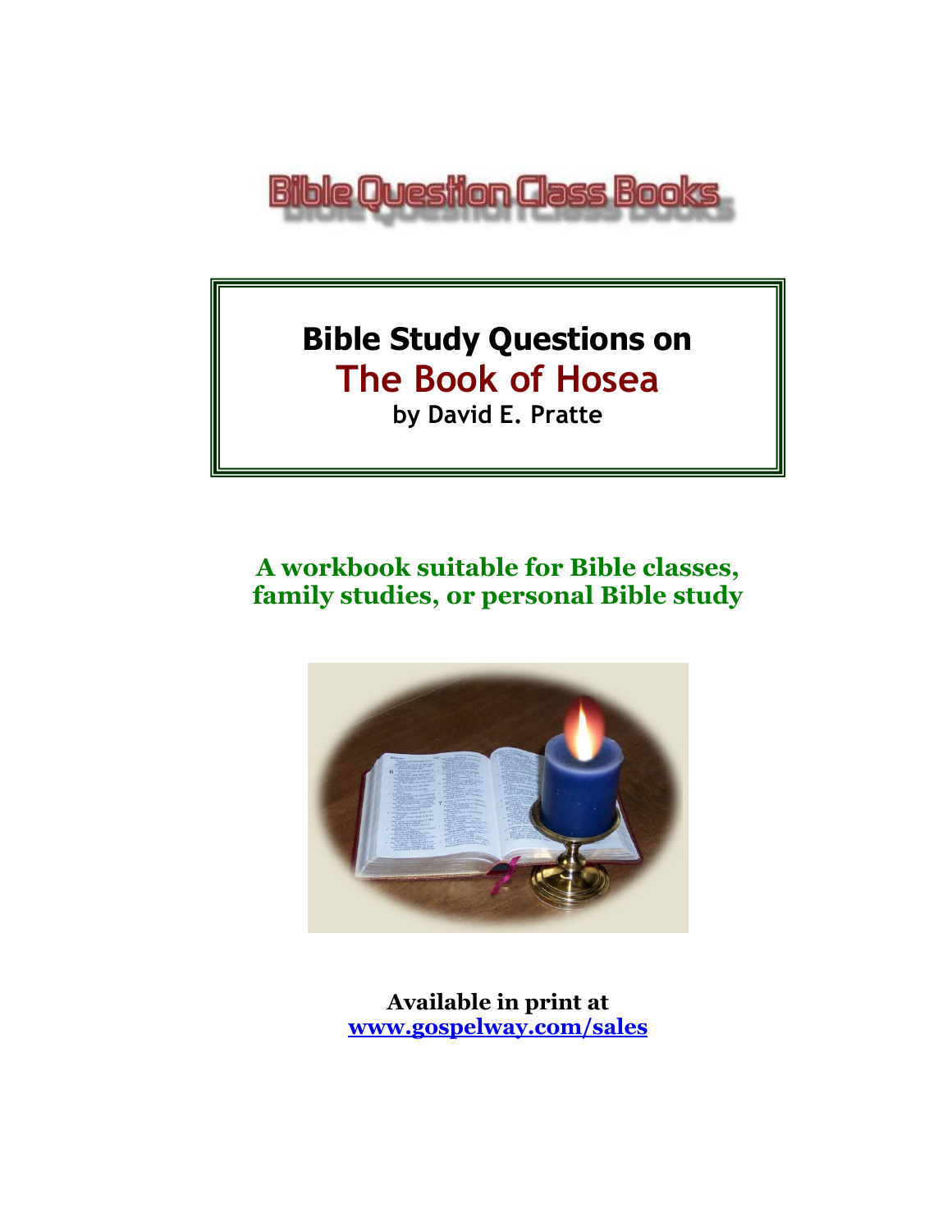Bible Question Class Books

# Bible Study Questions on
# The Book of Hosea
**by David E. Pratte**

**A workbook suitable for Bible classes, family studies, or personal Bible study**

**Available in print at**
**[www.gospelway.com/sales](http://www.gospelway.com/sales)**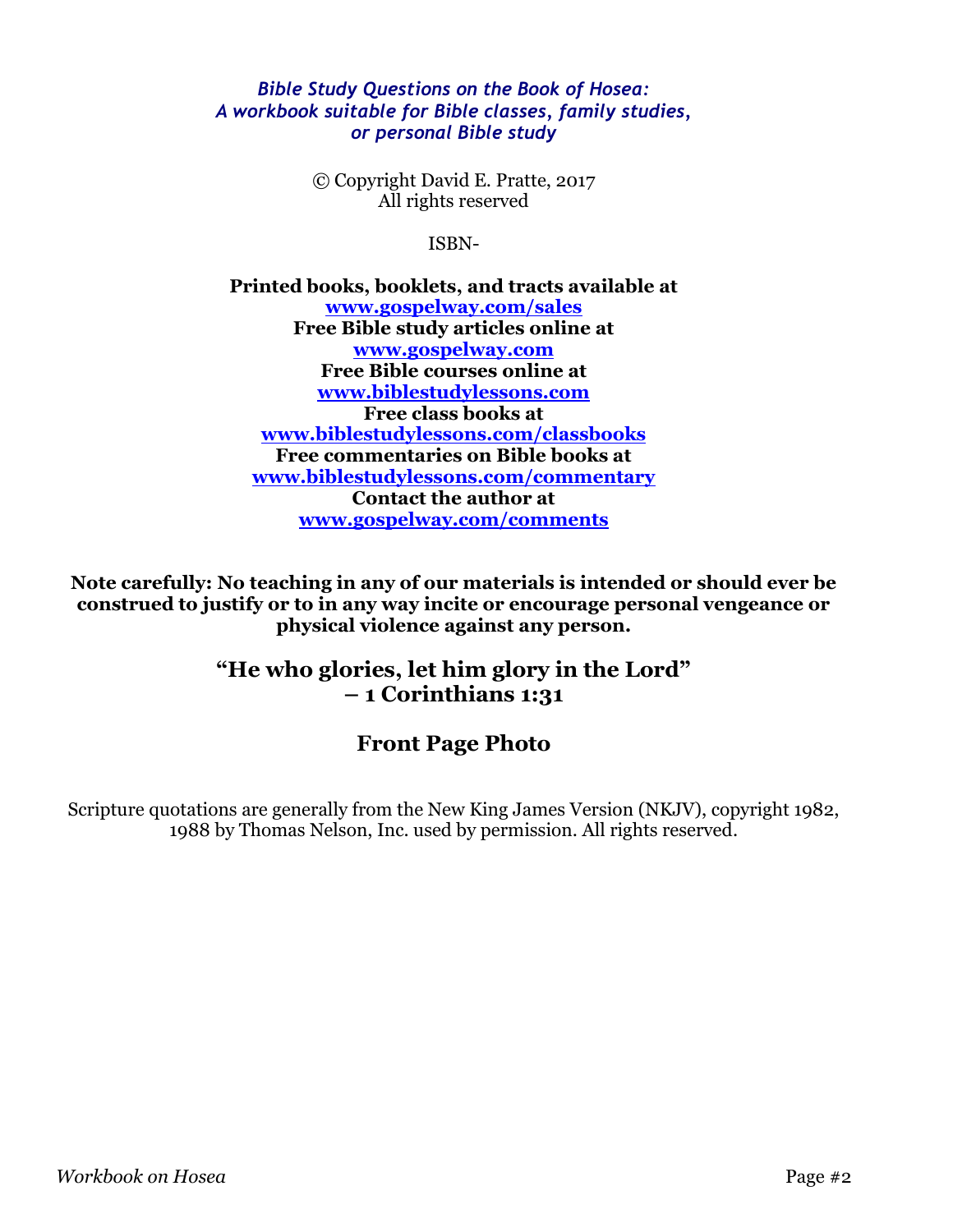*Bible Study Questions on the Book of Hosea:*
*A workbook suitable for Bible classes, family studies, or personal Bible study*

© Copyright David E. Pratte, 2017
All rights reserved

ISBN-

**Printed books, booklets, and tracts available at**
**www.gospelway.com/sales**
**Free Bible study articles online at**
**www.gospelway.com**
**Free Bible courses online at**
**www.biblestudylessons.com**
**Free class books at**
**www.biblestudylessons.com/classbooks**
**Free commentaries on Bible books at**
**www.biblestudylessons.com/commentary**
**Contact the author at**
**www.gospelway.com/comments**

**Note carefully: No teaching in any of our materials is intended or should ever be construed to justify or to in any way incite or encourage personal vengeance or physical violence against any person.**

## "He who glories, let him glory in the Lord" – 1 Corinthians 1:31

## Front Page Photo

Scripture quotations are generally from the New King James Version (NKJV), copyright 1982, 1988 by Thomas Nelson, Inc. used by permission. All rights reserved.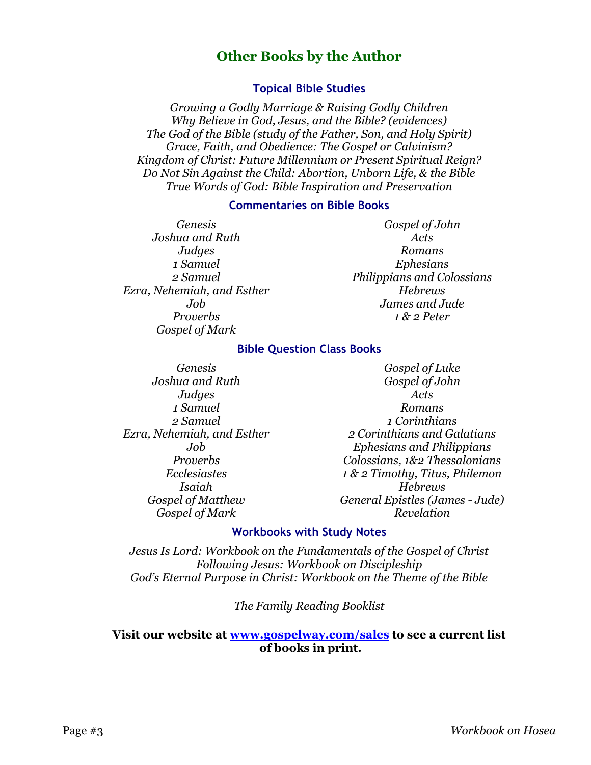## Other Books by the Author

### Topical Bible Studies

*Growing a Godly Marriage & Raising Godly Children*
*Why Believe in God, Jesus, and the Bible? (evidences)*
*The God of the Bible (study of the Father, Son, and Holy Spirit)*
*Grace, Faith, and Obedience: The Gospel or Calvinism?*
*Kingdom of Christ: Future Millennium or Present Spiritual Reign?*
*Do Not Sin Against the Child: Abortion, Unborn Life, & the Bible*
*True Words of God: Bible Inspiration and Preservation*

### Commentaries on Bible Books

*Genesis*
*Joshua and Ruth*
*Judges*
*1 Samuel*
*2 Samuel*
*Ezra, Nehemiah, and Esther*
*Job*
*Proverbs*
*Gospel of Mark*
*Gospel of John*
*Acts*
*Romans*
*Ephesians*
*Philippians and Colossians*
*Hebrews*
*James and Jude*
*1 & 2 Peter*

### Bible Question Class Books

*Genesis*
*Joshua and Ruth*
*Judges*
*1 Samuel*
*2 Samuel*
*Ezra, Nehemiah, and Esther*
*Job*
*Proverbs*
*Ecclesiastes*
*Isaiah*
*Gospel of Matthew*
*Gospel of Mark*
*Gospel of Luke*
*Gospel of John*
*Acts*
*Romans*
*1 Corinthians*
*2 Corinthians and Galatians*
*Ephesians and Philippians*
*Colossians, 1&2 Thessalonians*
*1 & 2 Timothy, Titus, Philemon*
*Hebrews*
*General Epistles (James - Jude)*
*Revelation*

### Workbooks with Study Notes

*Jesus Is Lord: Workbook on the Fundamentals of the Gospel of Christ*
*Following Jesus: Workbook on Discipleship*
*God's Eternal Purpose in Christ: Workbook on the Theme of the Bible*

*The Family Reading Booklist*

**Visit our website at [www.gospelway.com/sales](http://www.gospelway.com/sales) to see a current list of books in print.**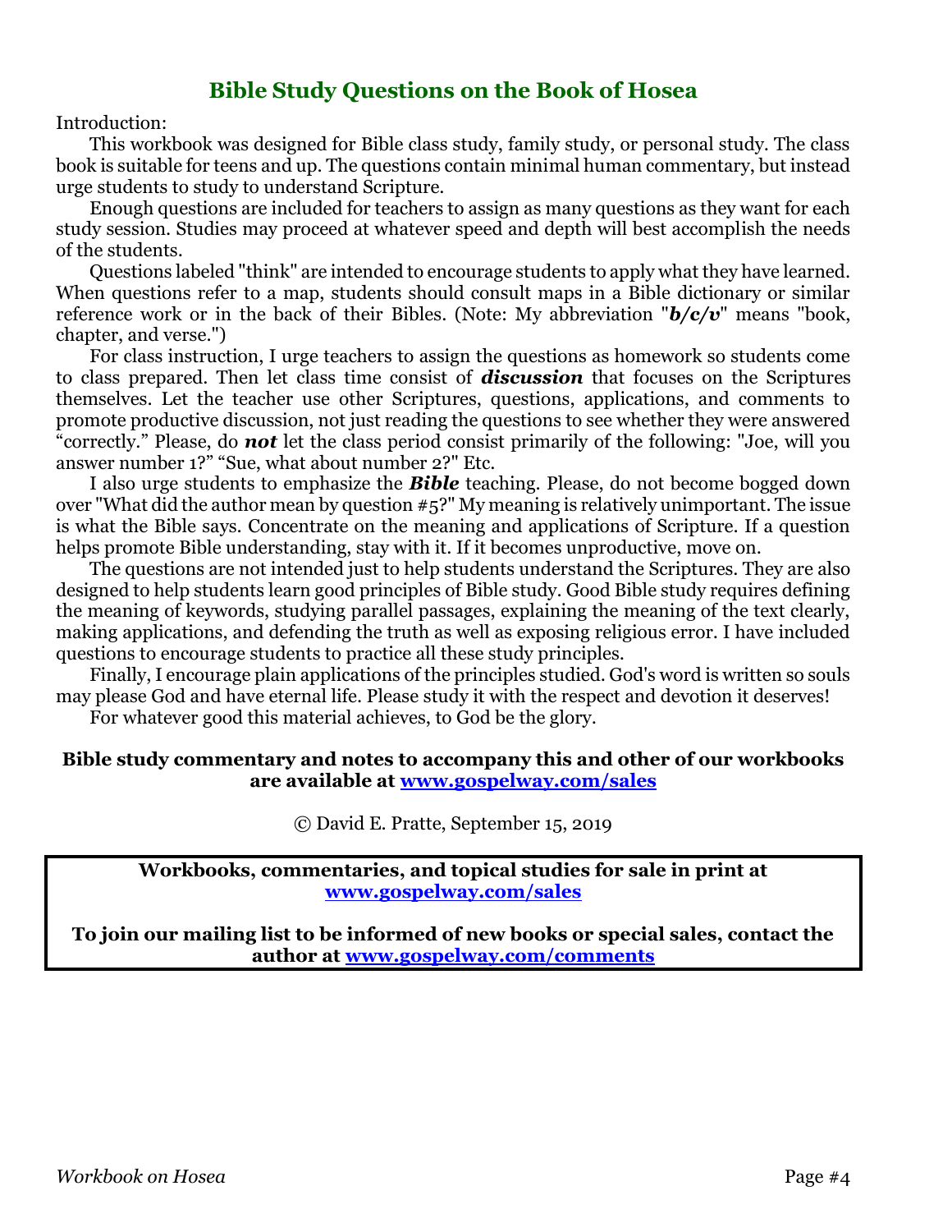# Bible Study Questions on the Book of Hosea

Introduction:

This workbook was designed for Bible class study, family study, or personal study. The class book is suitable for teens and up. The questions contain minimal human commentary, but instead urge students to study to understand Scripture.

Enough questions are included for teachers to assign as many questions as they want for each study session. Studies may proceed at whatever speed and depth will best accomplish the needs of the students.

Questions labeled "think" are intended to encourage students to apply what they have learned. When questions refer to a map, students should consult maps in a Bible dictionary or similar reference work or in the back of their Bibles. (Note: My abbreviation "***b/c/v***" means "book, chapter, and verse.")

For class instruction, I urge teachers to assign the questions as homework so students come to class prepared. Then let class time consist of ***discussion*** that focuses on the Scriptures themselves. Let the teacher use other Scriptures, questions, applications, and comments to promote productive discussion, not just reading the questions to see whether they were answered "correctly." Please, do ***not*** let the class period consist primarily of the following: "Joe, will you answer number 1?" "Sue, what about number 2?" Etc.

I also urge students to emphasize the ***Bible*** teaching. Please, do not become bogged down over "What did the author mean by question #5?" My meaning is relatively unimportant. The issue is what the Bible says. Concentrate on the meaning and applications of Scripture. If a question helps promote Bible understanding, stay with it. If it becomes unproductive, move on.

The questions are not intended just to help students understand the Scriptures. They are also designed to help students learn good principles of Bible study. Good Bible study requires defining the meaning of keywords, studying parallel passages, explaining the meaning of the text clearly, making applications, and defending the truth as well as exposing religious error. I have included questions to encourage students to practice all these study principles.

Finally, I encourage plain applications of the principles studied. God's word is written so souls may please God and have eternal life. Please study it with the respect and devotion it deserves!

For whatever good this material achieves, to God be the glory.

**Bible study commentary and notes to accompany this and other of our workbooks are available at [www.gospelway.com/sales](www.gospelway.com/sales)**

Ⓒ David E. Pratte, September 15, 2019

**Workbooks, commentaries, and topical studies for sale in print at [www.gospelway.com/sales](www.gospelway.com/sales)**

**To join our mailing list to be informed of new books or special sales, contact the author at [www.gospelway.com/comments](www.gospelway.com/comments)**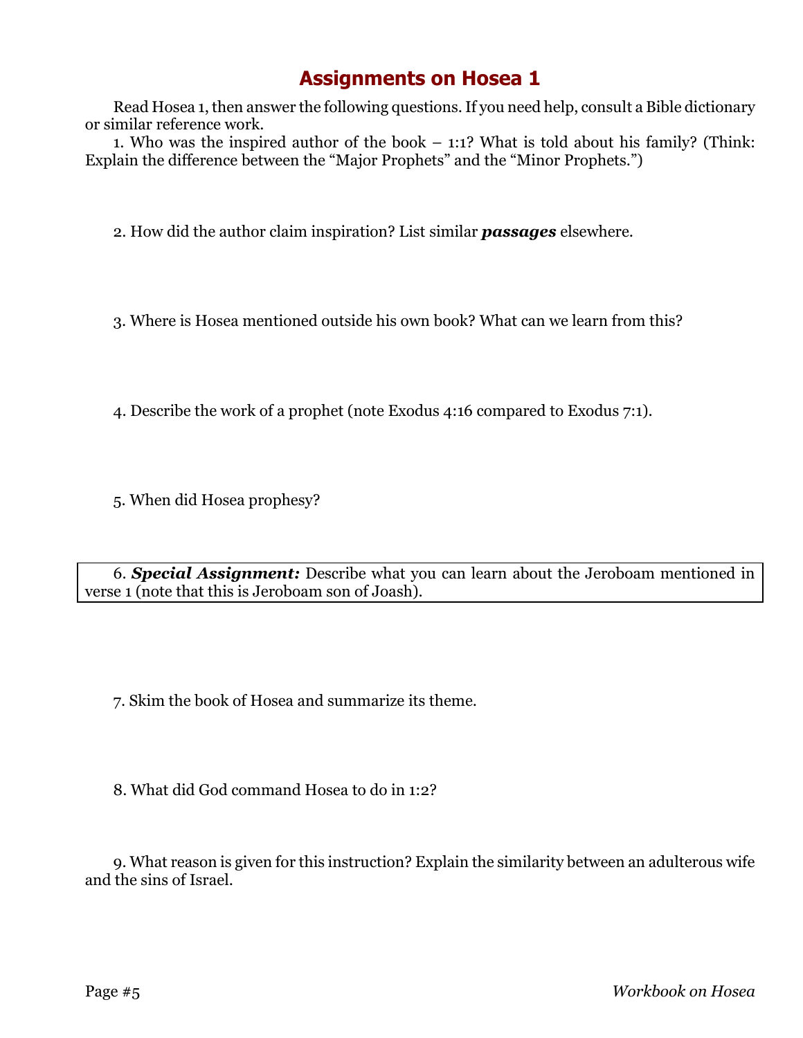# Assignments on Hosea 1

Read Hosea 1, then answer the following questions. If you need help, consult a Bible dictionary or similar reference work.

1. Who was the inspired author of the book – 1:1? What is told about his family? (Think: Explain the difference between the "Major Prophets" and the "Minor Prophets.")

2. How did the author claim inspiration? List similar ***passages*** elsewhere.

3. Where is Hosea mentioned outside his own book? What can we learn from this?

4. Describe the work of a prophet (note Exodus 4:16 compared to Exodus 7:1).

5. When did Hosea prophesy?

6. ***Special Assignment:*** Describe what you can learn about the Jeroboam mentioned in verse 1 (note that this is Jeroboam son of Joash).

7. Skim the book of Hosea and summarize its theme.

8. What did God command Hosea to do in 1:2?

9. What reason is given for this instruction? Explain the similarity between an adulterous wife and the sins of Israel.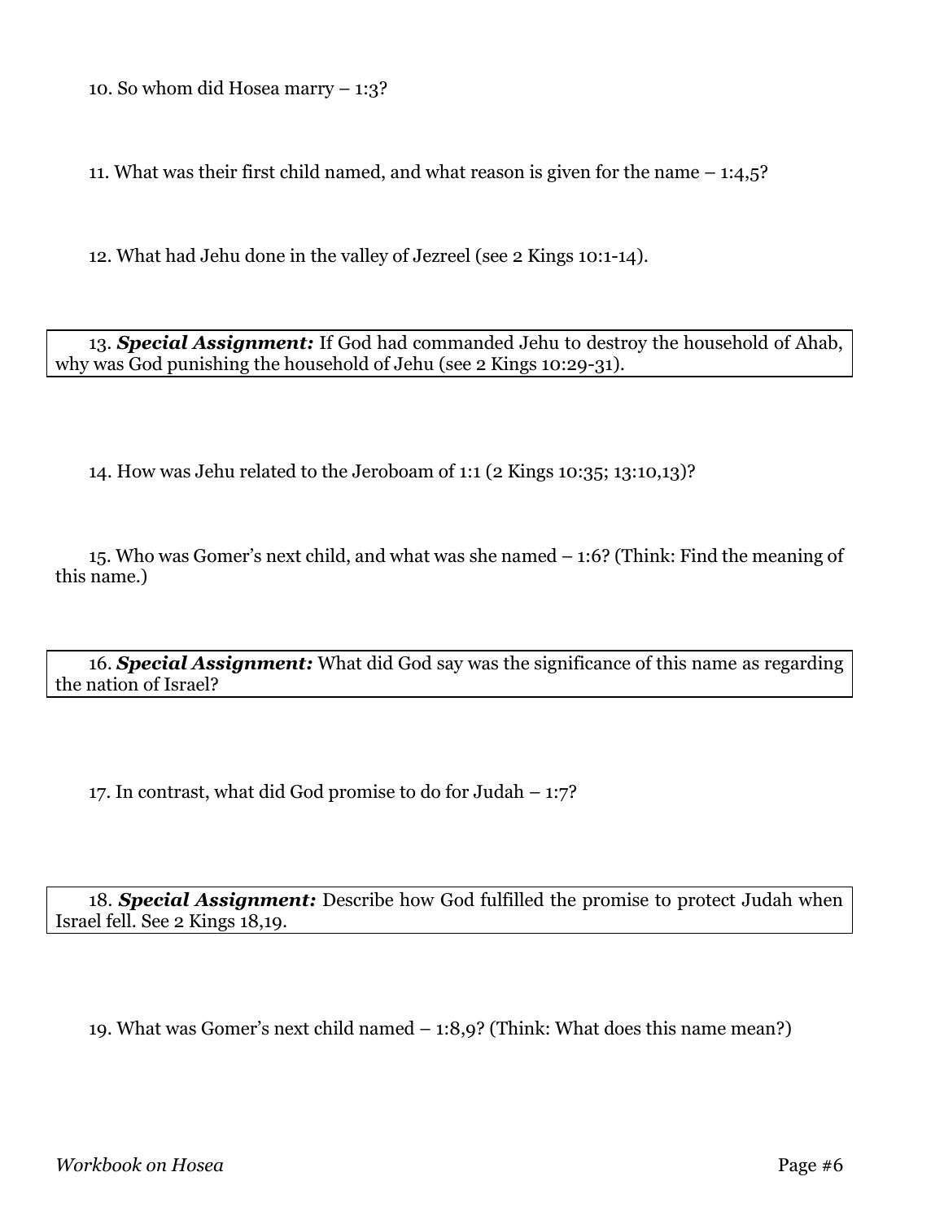10. So whom did Hosea marry – 1:3?

11. What was their first child named, and what reason is given for the name – 1:4,5?

12. What had Jehu done in the valley of Jezreel (see 2 Kings 10:1-14).

13. ***Special Assignment:*** If God had commanded Jehu to destroy the household of Ahab, why was God punishing the household of Jehu (see 2 Kings 10:29-31).

14. How was Jehu related to the Jeroboam of 1:1 (2 Kings 10:35; 13:10,13)?

15. Who was Gomer's next child, and what was she named – 1:6? (Think: Find the meaning of this name.)

16. ***Special Assignment:*** What did God say was the significance of this name as regarding the nation of Israel?

17. In contrast, what did God promise to do for Judah – 1:7?

18. ***Special Assignment:*** Describe how God fulfilled the promise to protect Judah when Israel fell. See 2 Kings 18,19.

19. What was Gomer's next child named – 1:8,9? (Think: What does this name mean?)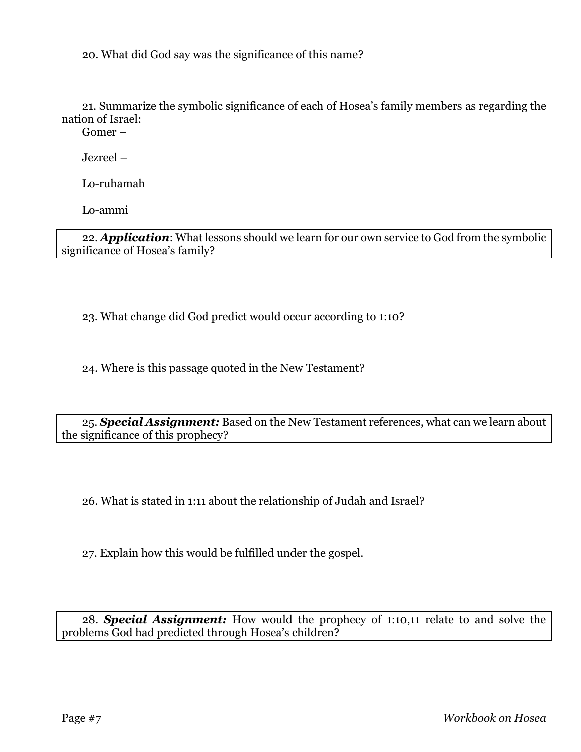20. What did God say was the significance of this name?

21. Summarize the symbolic significance of each of Hosea's family members as regarding the nation of Israel:

Gomer –

Jezreel –

Lo-ruhamah

Lo-ammi

22. ***Application***: What lessons should we learn for our own service to God from the symbolic significance of Hosea's family?

23. What change did God predict would occur according to 1:10?

24. Where is this passage quoted in the New Testament?

25. ***Special Assignment:*** Based on the New Testament references, what can we learn about the significance of this prophecy?

26. What is stated in 1:11 about the relationship of Judah and Israel?

27. Explain how this would be fulfilled under the gospel.

28. ***Special Assignment:*** How would the prophecy of 1:10,11 relate to and solve the problems God had predicted through Hosea's children?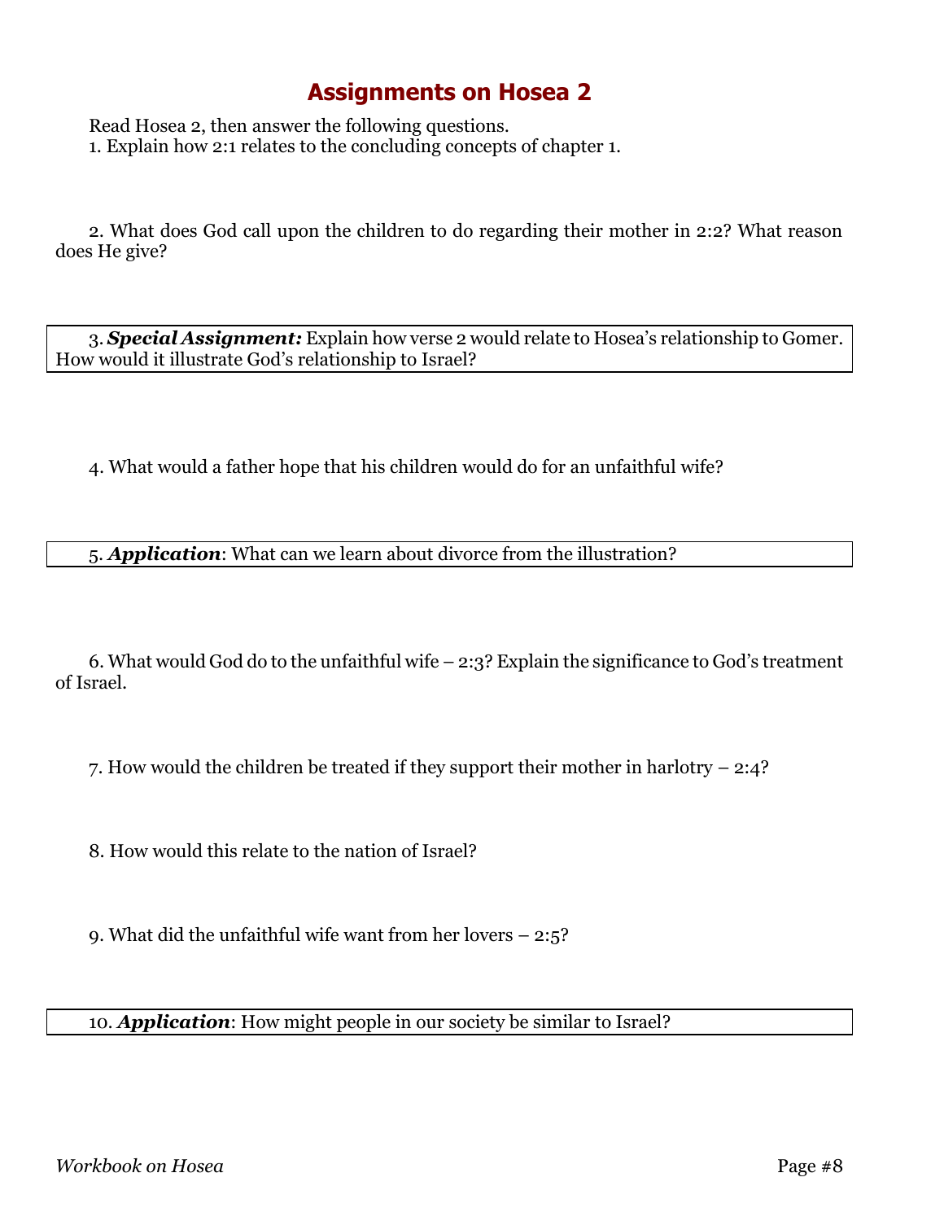# Assignments on Hosea 2

Read Hosea 2, then answer the following questions.

1. Explain how 2:1 relates to the concluding concepts of chapter 1.

2. What does God call upon the children to do regarding their mother in 2:2? What reason does He give?

3. ***Special Assignment:*** Explain how verse 2 would relate to Hosea's relationship to Gomer. How would it illustrate God's relationship to Israel?

4. What would a father hope that his children would do for an unfaithful wife?

5. ***Application***: What can we learn about divorce from the illustration?

6. What would God do to the unfaithful wife – 2:3? Explain the significance to God's treatment of Israel.

7. How would the children be treated if they support their mother in harlotry – 2:4?

8. How would this relate to the nation of Israel?

9. What did the unfaithful wife want from her lovers – 2:5?

10. ***Application***: How might people in our society be similar to Israel?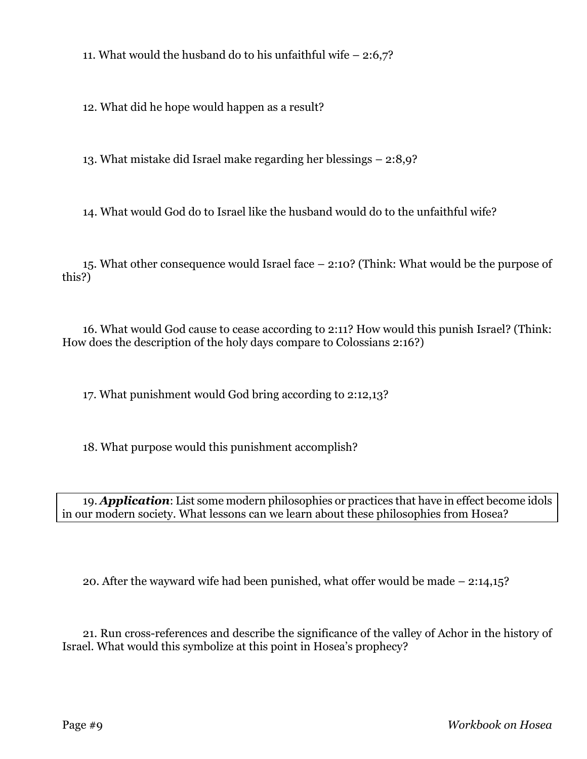11. What would the husband do to his unfaithful wife – 2:6,7?

12. What did he hope would happen as a result?

13. What mistake did Israel make regarding her blessings – 2:8,9?

14. What would God do to Israel like the husband would do to the unfaithful wife?

15. What other consequence would Israel face – 2:10? (Think: What would be the purpose of this?)

16. What would God cause to cease according to 2:11? How would this punish Israel? (Think: How does the description of the holy days compare to Colossians 2:16?)

17. What punishment would God bring according to 2:12,13?

18. What purpose would this punishment accomplish?

19. ***Application***: List some modern philosophies or practices that have in effect become idols in our modern society. What lessons can we learn about these philosophies from Hosea?

20. After the wayward wife had been punished, what offer would be made – 2:14,15?

21. Run cross-references and describe the significance of the valley of Achor in the history of Israel. What would this symbolize at this point in Hosea's prophecy?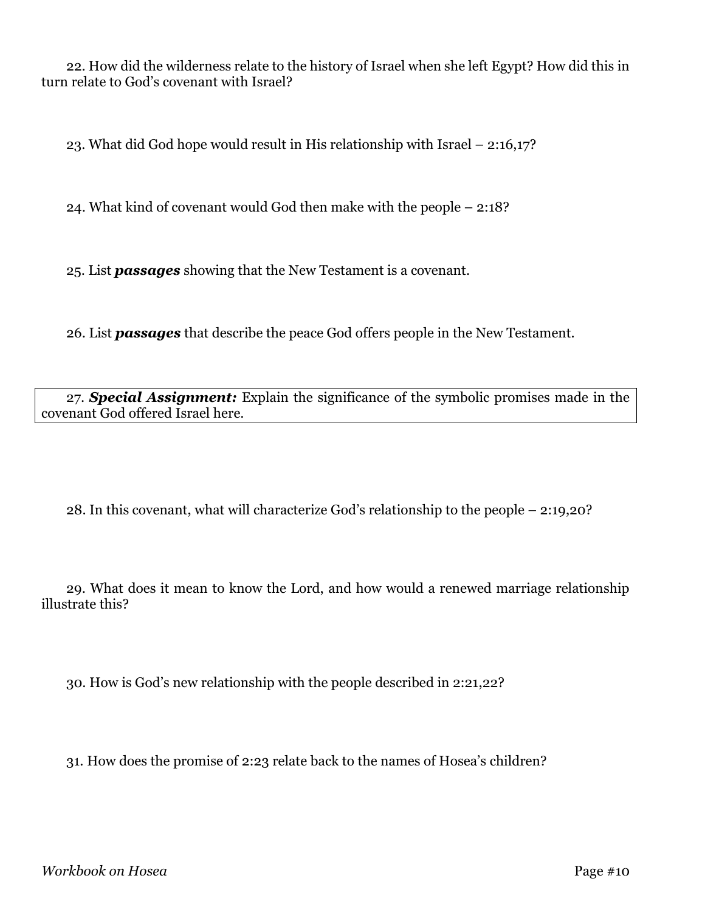22. How did the wilderness relate to the history of Israel when she left Egypt? How did this in turn relate to God's covenant with Israel?

23. What did God hope would result in His relationship with Israel – 2:16,17?

24. What kind of covenant would God then make with the people – 2:18?

25. List ***passages*** showing that the New Testament is a covenant.

26. List ***passages*** that describe the peace God offers people in the New Testament.

27. ***Special Assignment:*** Explain the significance of the symbolic promises made in the covenant God offered Israel here.

28. In this covenant, what will characterize God's relationship to the people – 2:19,20?

29. What does it mean to know the Lord, and how would a renewed marriage relationship illustrate this?

30. How is God's new relationship with the people described in 2:21,22?

31. How does the promise of 2:23 relate back to the names of Hosea's children?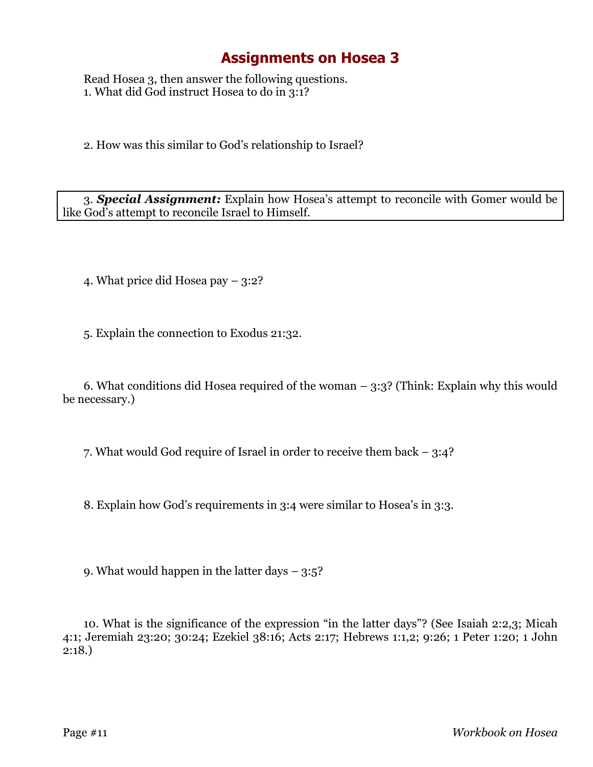# Assignments on Hosea 3

Read Hosea 3, then answer the following questions.

1. What did God instruct Hosea to do in 3:1?

2. How was this similar to God's relationship to Israel?

3. ***Special Assignment:*** Explain how Hosea's attempt to reconcile with Gomer would be like God's attempt to reconcile Israel to Himself.

4. What price did Hosea pay – 3:2?

5. Explain the connection to Exodus 21:32.

6. What conditions did Hosea required of the woman – 3:3? (Think: Explain why this would be necessary.)

7. What would God require of Israel in order to receive them back – 3:4?

8. Explain how God's requirements in 3:4 were similar to Hosea's in 3:3.

9. What would happen in the latter days – 3:5?

10. What is the significance of the expression "in the latter days"? (See Isaiah 2:2,3; Micah 4:1; Jeremiah 23:20; 30:24; Ezekiel 38:16; Acts 2:17; Hebrews 1:1,2; 9:26; 1 Peter 1:20; 1 John 2:18.)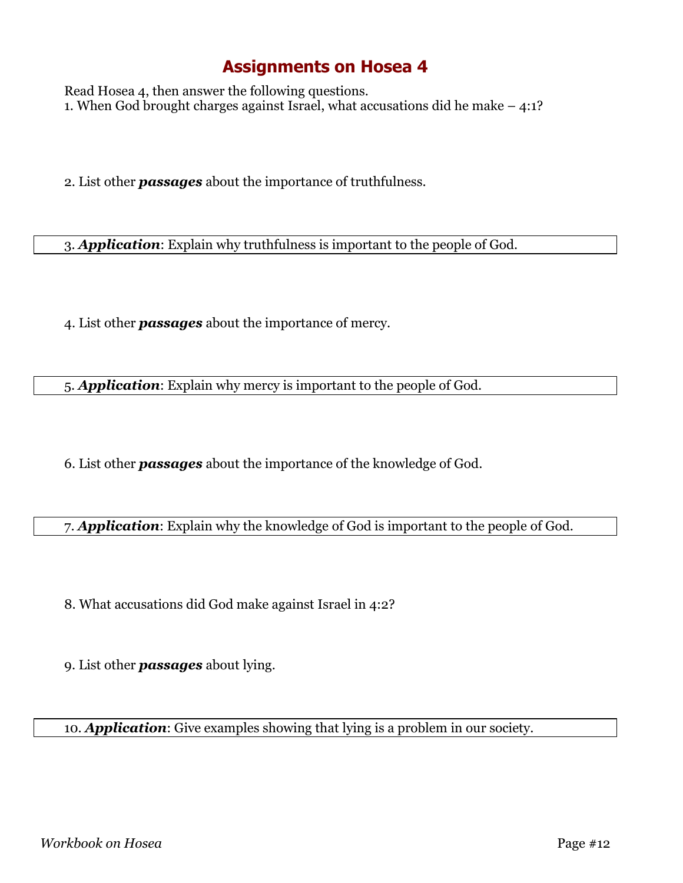# Assignments on Hosea 4

Read Hosea 4, then answer the following questions.

1. When God brought charges against Israel, what accusations did he make – 4:1?

2. List other ***passages*** about the importance of truthfulness.

3. ***Application***: Explain why truthfulness is important to the people of God.

4. List other ***passages*** about the importance of mercy.

5. ***Application***: Explain why mercy is important to the people of God.

6. List other ***passages*** about the importance of the knowledge of God.

7. ***Application***: Explain why the knowledge of God is important to the people of God.

8. What accusations did God make against Israel in 4:2?

9. List other ***passages*** about lying.

10. ***Application***: Give examples showing that lying is a problem in our society.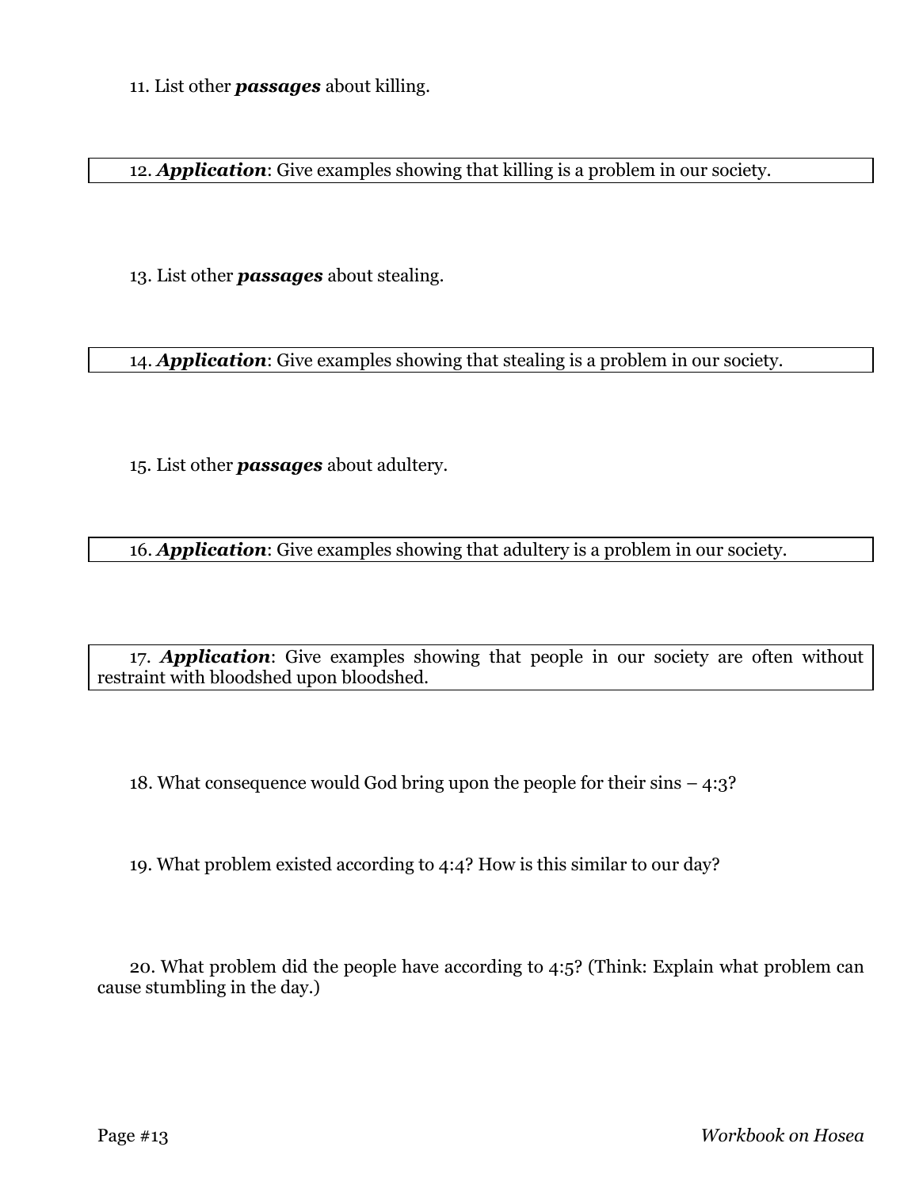11. List other ***passages*** about killing.

12. ***Application***: Give examples showing that killing is a problem in our society.

13. List other ***passages*** about stealing.

14. ***Application***: Give examples showing that stealing is a problem in our society.

15. List other ***passages*** about adultery.

16. ***Application***: Give examples showing that adultery is a problem in our society.

17. ***Application***: Give examples showing that people in our society are often without restraint with bloodshed upon bloodshed.

18. What consequence would God bring upon the people for their sins – 4:3?

19. What problem existed according to 4:4? How is this similar to our day?

20. What problem did the people have according to 4:5? (Think: Explain what problem can cause stumbling in the day.)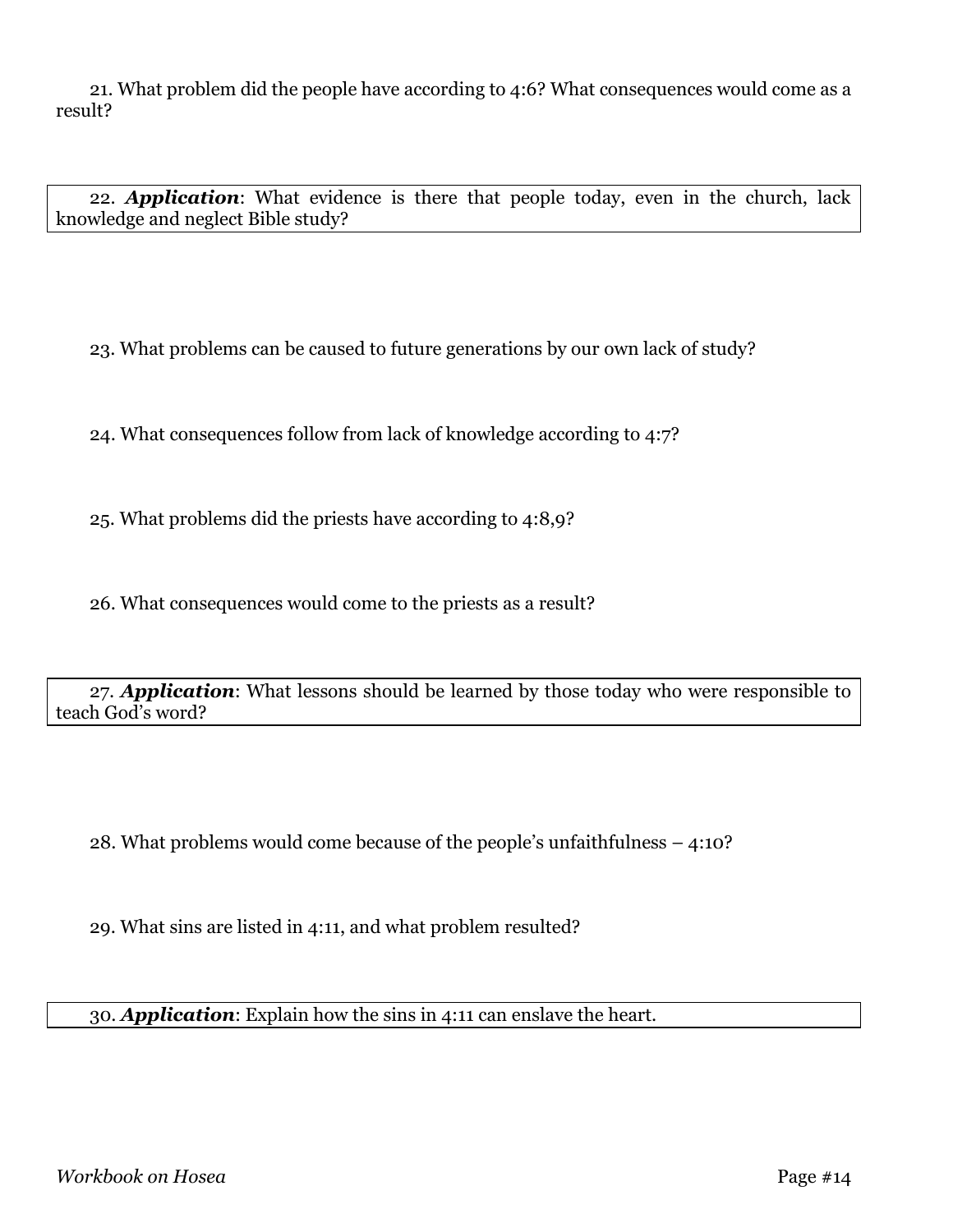21. What problem did the people have according to 4:6? What consequences would come as a result?

22. ***Application***: What evidence is there that people today, even in the church, lack knowledge and neglect Bible study?

23. What problems can be caused to future generations by our own lack of study?

24. What consequences follow from lack of knowledge according to 4:7?

25. What problems did the priests have according to 4:8,9?

26. What consequences would come to the priests as a result?

27. ***Application***: What lessons should be learned by those today who were responsible to teach God's word?

28. What problems would come because of the people's unfaithfulness – 4:10?

29. What sins are listed in 4:11, and what problem resulted?

30. ***Application***: Explain how the sins in 4:11 can enslave the heart.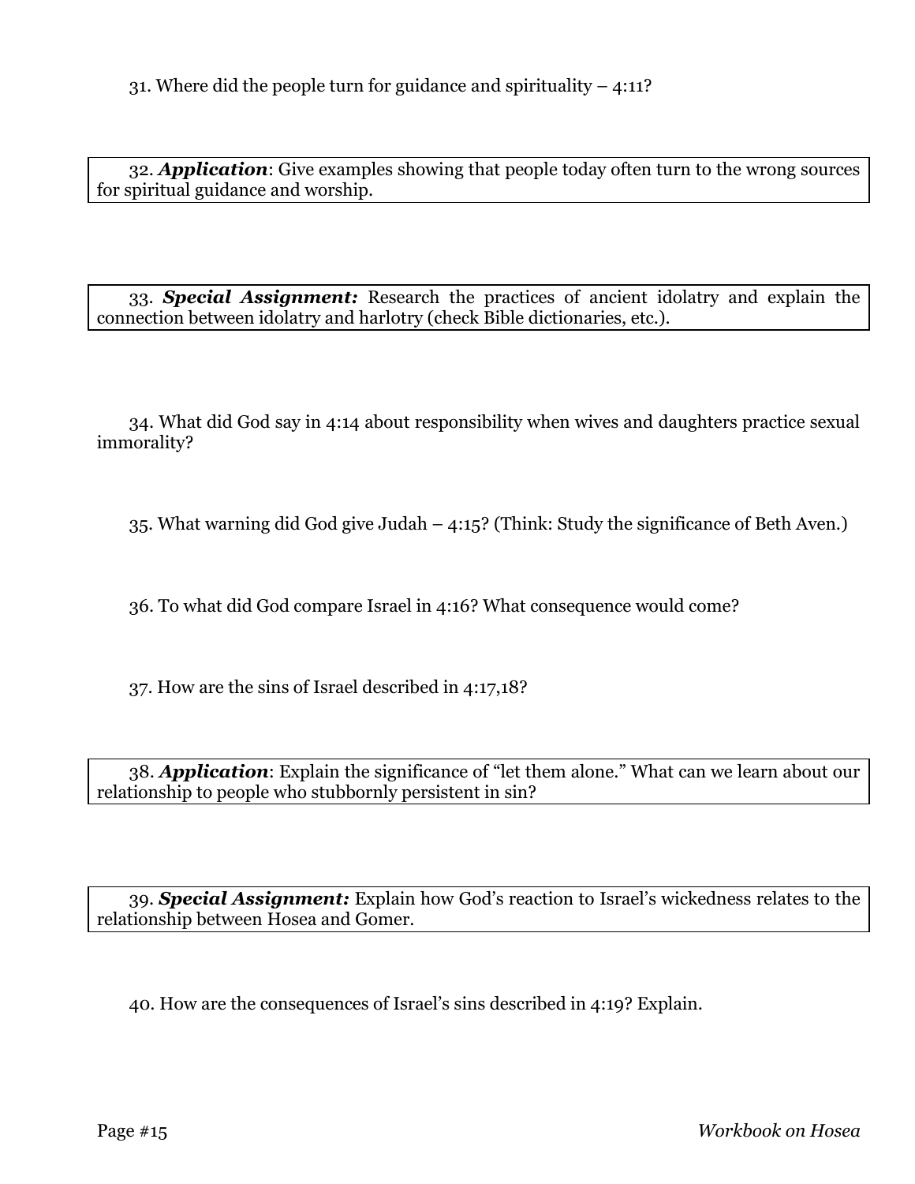31. Where did the people turn for guidance and spirituality – 4:11?

32. ***Application***: Give examples showing that people today often turn to the wrong sources for spiritual guidance and worship.

33. ***Special Assignment:*** Research the practices of ancient idolatry and explain the connection between idolatry and harlotry (check Bible dictionaries, etc.).

34. What did God say in 4:14 about responsibility when wives and daughters practice sexual immorality?

35. What warning did God give Judah – 4:15? (Think: Study the significance of Beth Aven.)

36. To what did God compare Israel in 4:16? What consequence would come?

37. How are the sins of Israel described in 4:17,18?

38. ***Application***: Explain the significance of "let them alone." What can we learn about our relationship to people who stubbornly persistent in sin?

39. ***Special Assignment:*** Explain how God's reaction to Israel's wickedness relates to the relationship between Hosea and Gomer.

40. How are the consequences of Israel's sins described in 4:19? Explain.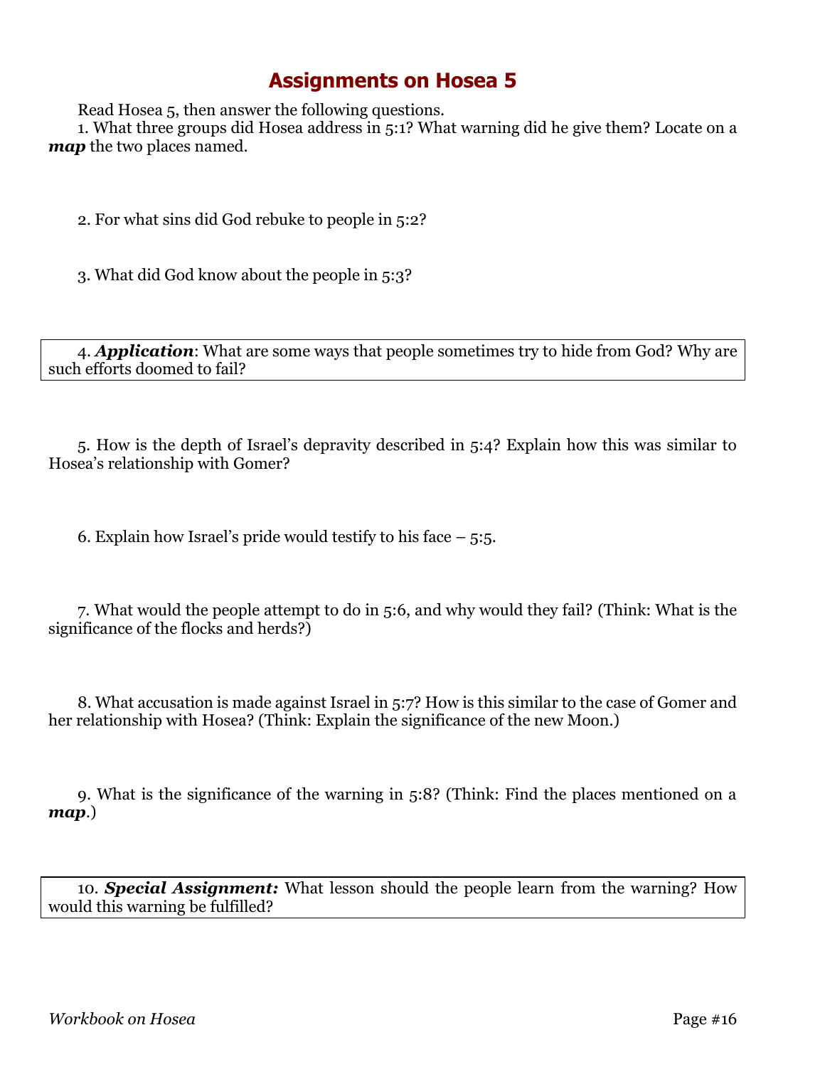# Assignments on Hosea 5

Read Hosea 5, then answer the following questions.

1. What three groups did Hosea address in 5:1? What warning did he give them? Locate on a ***map*** the two places named.

2. For what sins did God rebuke to people in 5:2?

3. What did God know about the people in 5:3?

4. ***Application***: What are some ways that people sometimes try to hide from God? Why are such efforts doomed to fail?

5. How is the depth of Israel's depravity described in 5:4? Explain how this was similar to Hosea's relationship with Gomer?

6. Explain how Israel's pride would testify to his face – 5:5.

7. What would the people attempt to do in 5:6, and why would they fail? (Think: What is the significance of the flocks and herds?)

8. What accusation is made against Israel in 5:7? How is this similar to the case of Gomer and her relationship with Hosea? (Think: Explain the significance of the new Moon.)

9. What is the significance of the warning in 5:8? (Think: Find the places mentioned on a ***map***.)

10. ***Special Assignment:*** What lesson should the people learn from the warning? How would this warning be fulfilled?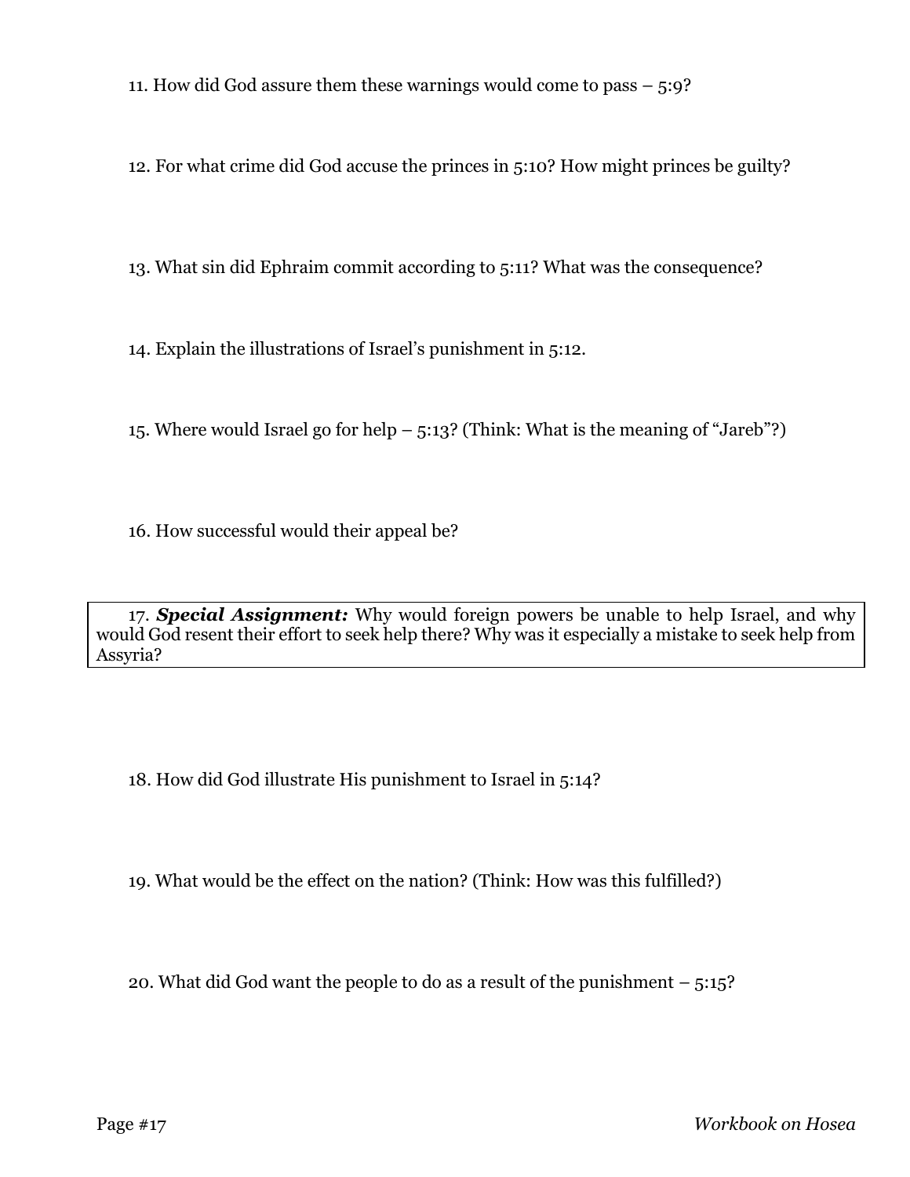11. How did God assure them these warnings would come to pass – 5:9?

12. For what crime did God accuse the princes in 5:10? How might princes be guilty?

13. What sin did Ephraim commit according to 5:11? What was the consequence?

14. Explain the illustrations of Israel's punishment in 5:12.

15. Where would Israel go for help – 5:13? (Think: What is the meaning of "Jareb"?)

16. How successful would their appeal be?

17. ***Special Assignment:*** Why would foreign powers be unable to help Israel, and why would God resent their effort to seek help there? Why was it especially a mistake to seek help from Assyria?

18. How did God illustrate His punishment to Israel in 5:14?

19. What would be the effect on the nation? (Think: How was this fulfilled?)

20. What did God want the people to do as a result of the punishment – 5:15?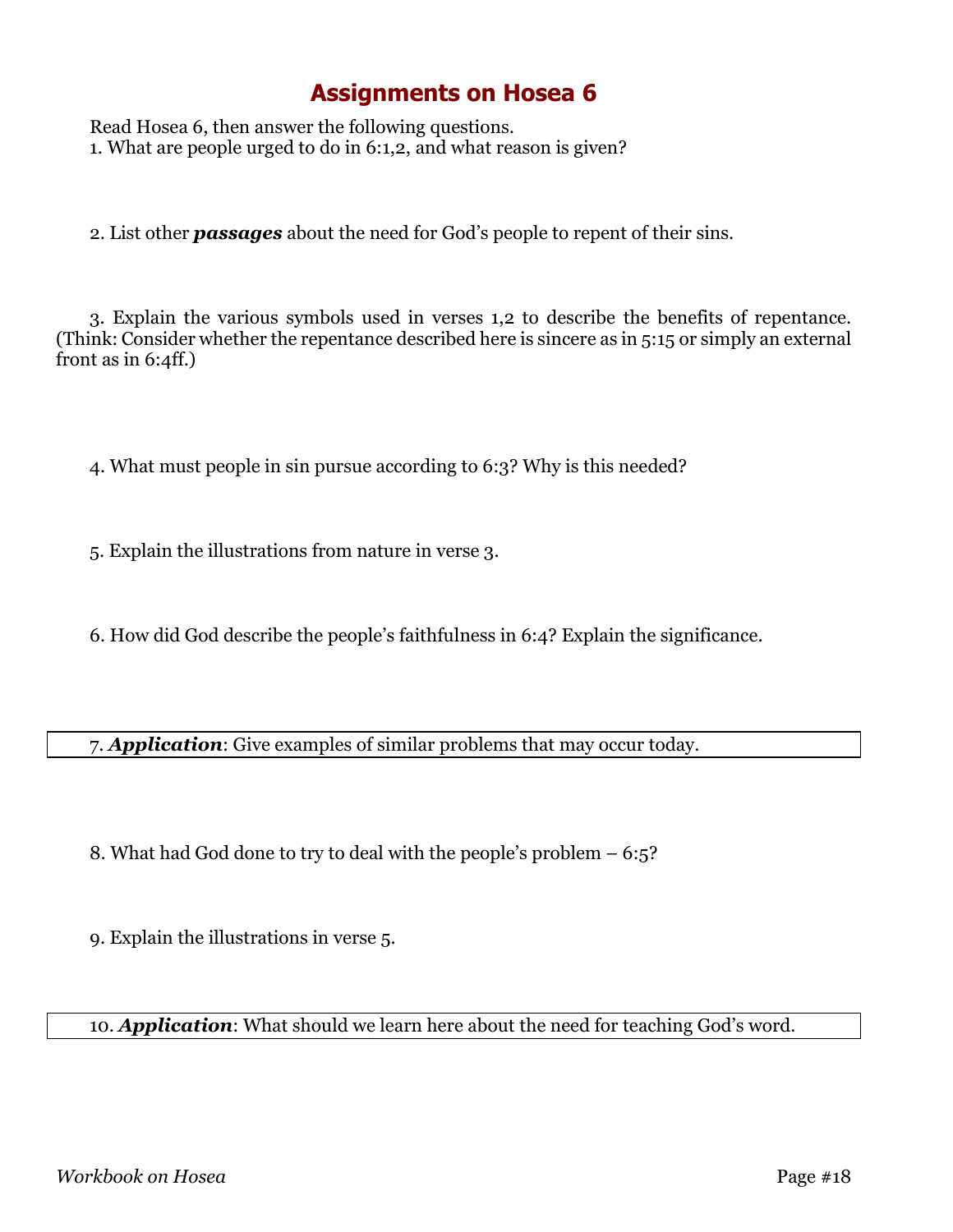# Assignments on Hosea 6

Read Hosea 6, then answer the following questions.

1. What are people urged to do in 6:1,2, and what reason is given?

2. List other ***passages*** about the need for God's people to repent of their sins.

3. Explain the various symbols used in verses 1,2 to describe the benefits of repentance. (Think: Consider whether the repentance described here is sincere as in 5:15 or simply an external front as in 6:4ff.)

4. What must people in sin pursue according to 6:3? Why is this needed?

5. Explain the illustrations from nature in verse 3.

6. How did God describe the people's faithfulness in 6:4? Explain the significance.

7. ***Application***: Give examples of similar problems that may occur today.

8. What had God done to try to deal with the people's problem – 6:5?

9. Explain the illustrations in verse 5.

10. ***Application***: What should we learn here about the need for teaching God's word.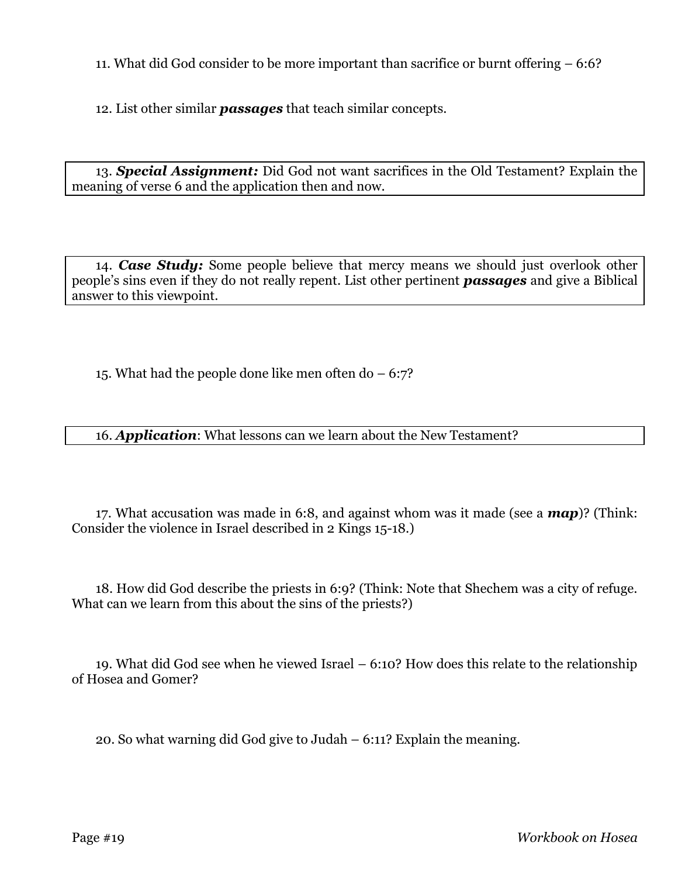11. What did God consider to be more important than sacrifice or burnt offering – 6:6?

12. List other similar ***passages*** that teach similar concepts.

13. ***Special Assignment:*** Did God not want sacrifices in the Old Testament? Explain the meaning of verse 6 and the application then and now.

14. ***Case Study:*** Some people believe that mercy means we should just overlook other people's sins even if they do not really repent. List other pertinent ***passages*** and give a Biblical answer to this viewpoint.

15. What had the people done like men often do – 6:7?

16. ***Application***: What lessons can we learn about the New Testament?

17. What accusation was made in 6:8, and against whom was it made (see a ***map***)? (Think: Consider the violence in Israel described in 2 Kings 15-18.)

18. How did God describe the priests in 6:9? (Think: Note that Shechem was a city of refuge. What can we learn from this about the sins of the priests?)

19. What did God see when he viewed Israel – 6:10? How does this relate to the relationship of Hosea and Gomer?

20. So what warning did God give to Judah – 6:11? Explain the meaning.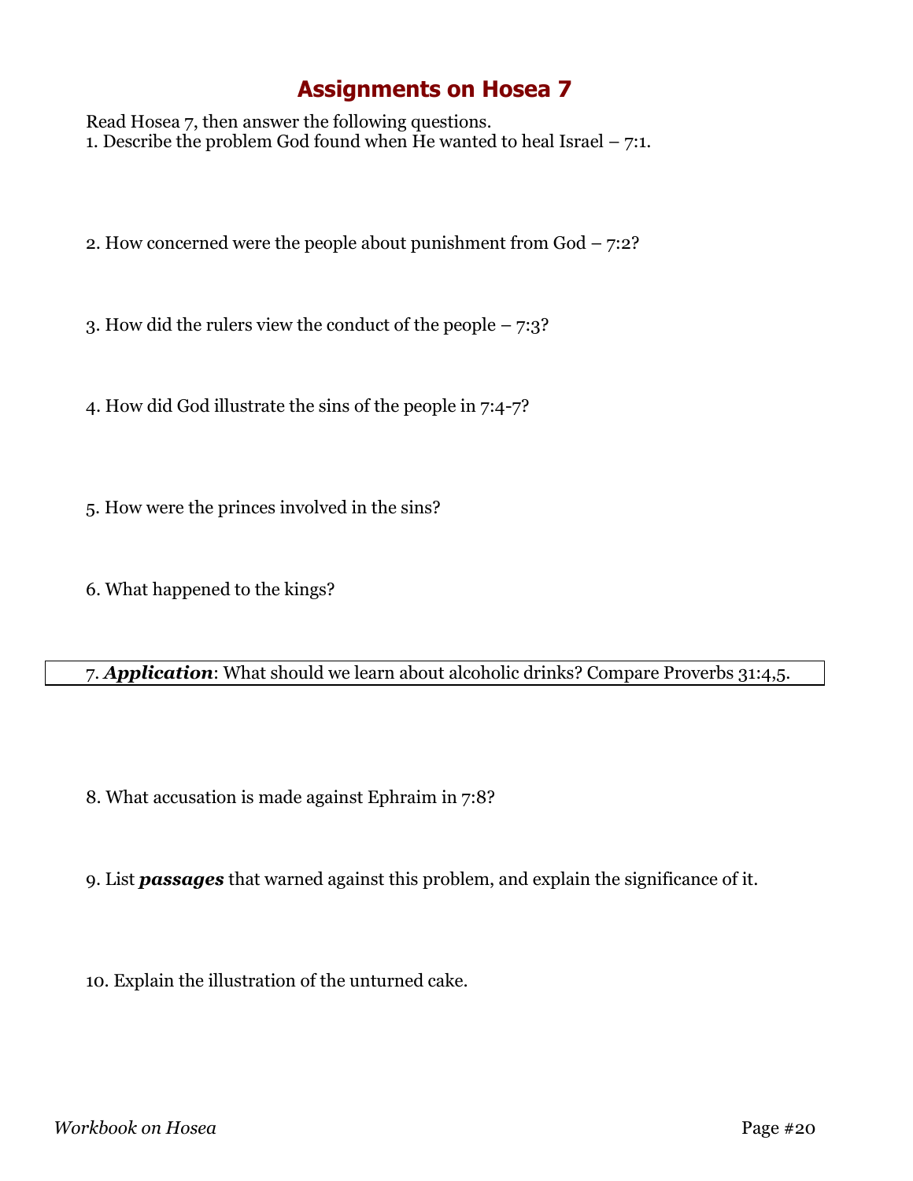# Assignments on Hosea 7

Read Hosea 7, then answer the following questions.

1. Describe the problem God found when He wanted to heal Israel – 7:1.

2. How concerned were the people about punishment from God – 7:2?

3. How did the rulers view the conduct of the people – 7:3?

4. How did God illustrate the sins of the people in 7:4-7?

5. How were the princes involved in the sins?

6. What happened to the kings?

7. ***Application***: What should we learn about alcoholic drinks? Compare Proverbs 31:4,5.

8. What accusation is made against Ephraim in 7:8?

9. List ***passages*** that warned against this problem, and explain the significance of it.

10. Explain the illustration of the unturned cake.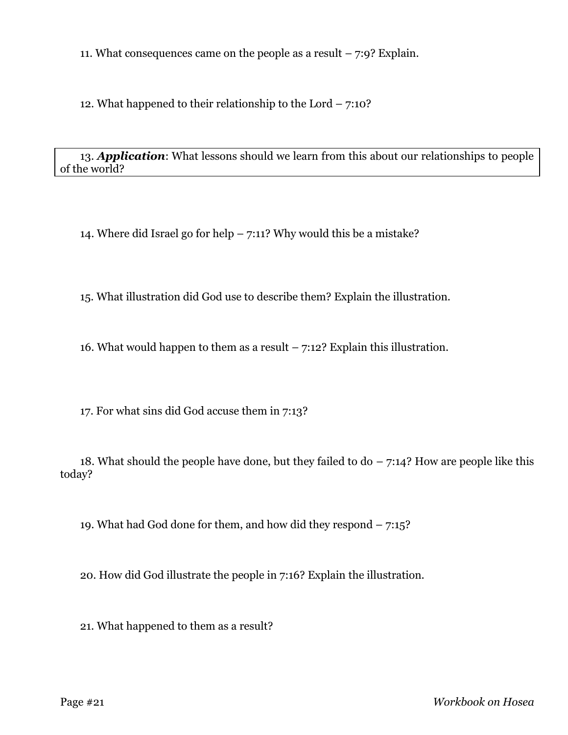11. What consequences came on the people as a result – 7:9? Explain.

12. What happened to their relationship to the Lord – 7:10?

13. ***Application***: What lessons should we learn from this about our relationships to people of the world?

14. Where did Israel go for help – 7:11? Why would this be a mistake?

15. What illustration did God use to describe them? Explain the illustration.

16. What would happen to them as a result – 7:12? Explain this illustration.

17. For what sins did God accuse them in 7:13?

18. What should the people have done, but they failed to do – 7:14? How are people like this today?

19. What had God done for them, and how did they respond – 7:15?

20. How did God illustrate the people in 7:16? Explain the illustration.

21. What happened to them as a result?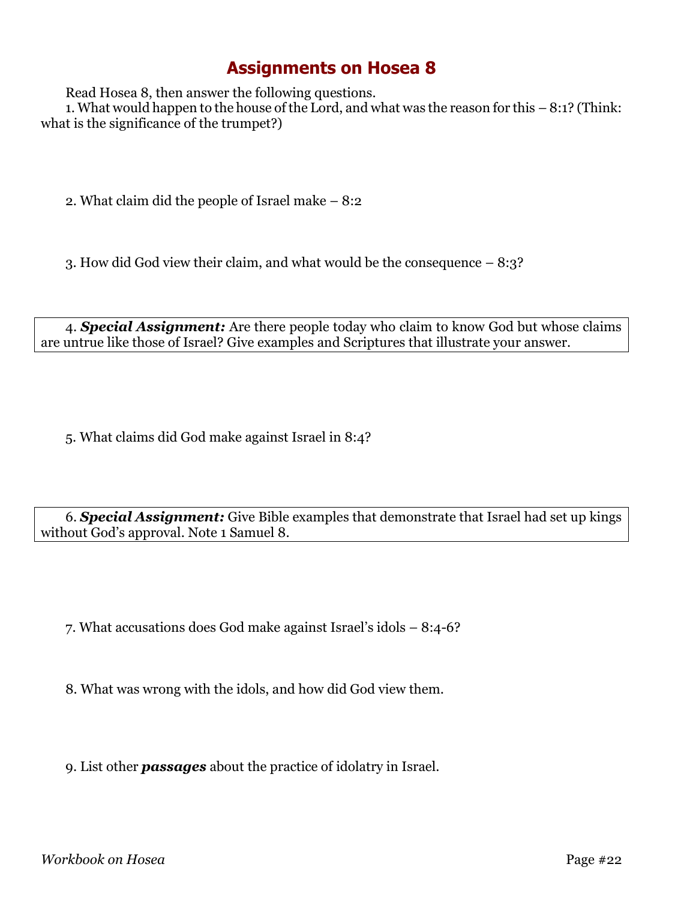# Assignments on Hosea 8

Read Hosea 8, then answer the following questions.

1. What would happen to the house of the Lord, and what was the reason for this – 8:1? (Think: what is the significance of the trumpet?)

2. What claim did the people of Israel make – 8:2

3. How did God view their claim, and what would be the consequence – 8:3?

4. ***Special Assignment:*** Are there people today who claim to know God but whose claims are untrue like those of Israel? Give examples and Scriptures that illustrate your answer.

5. What claims did God make against Israel in 8:4?

6. ***Special Assignment:*** Give Bible examples that demonstrate that Israel had set up kings without God's approval. Note 1 Samuel 8.

7. What accusations does God make against Israel's idols – 8:4-6?

8. What was wrong with the idols, and how did God view them.

9. List other ***passages*** about the practice of idolatry in Israel.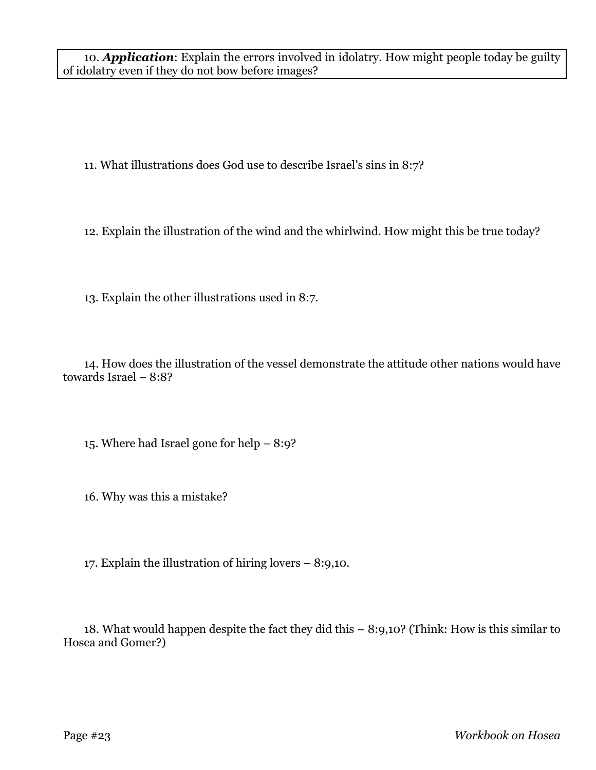10. ***Application***: Explain the errors involved in idolatry. How might people today be guilty of idolatry even if they do not bow before images?

11. What illustrations does God use to describe Israel's sins in 8:7?

12. Explain the illustration of the wind and the whirlwind. How might this be true today?

13. Explain the other illustrations used in 8:7.

14. How does the illustration of the vessel demonstrate the attitude other nations would have towards Israel – 8:8?

15. Where had Israel gone for help – 8:9?

16. Why was this a mistake?

17. Explain the illustration of hiring lovers – 8:9,10.

18. What would happen despite the fact they did this – 8:9,10? (Think: How is this similar to Hosea and Gomer?)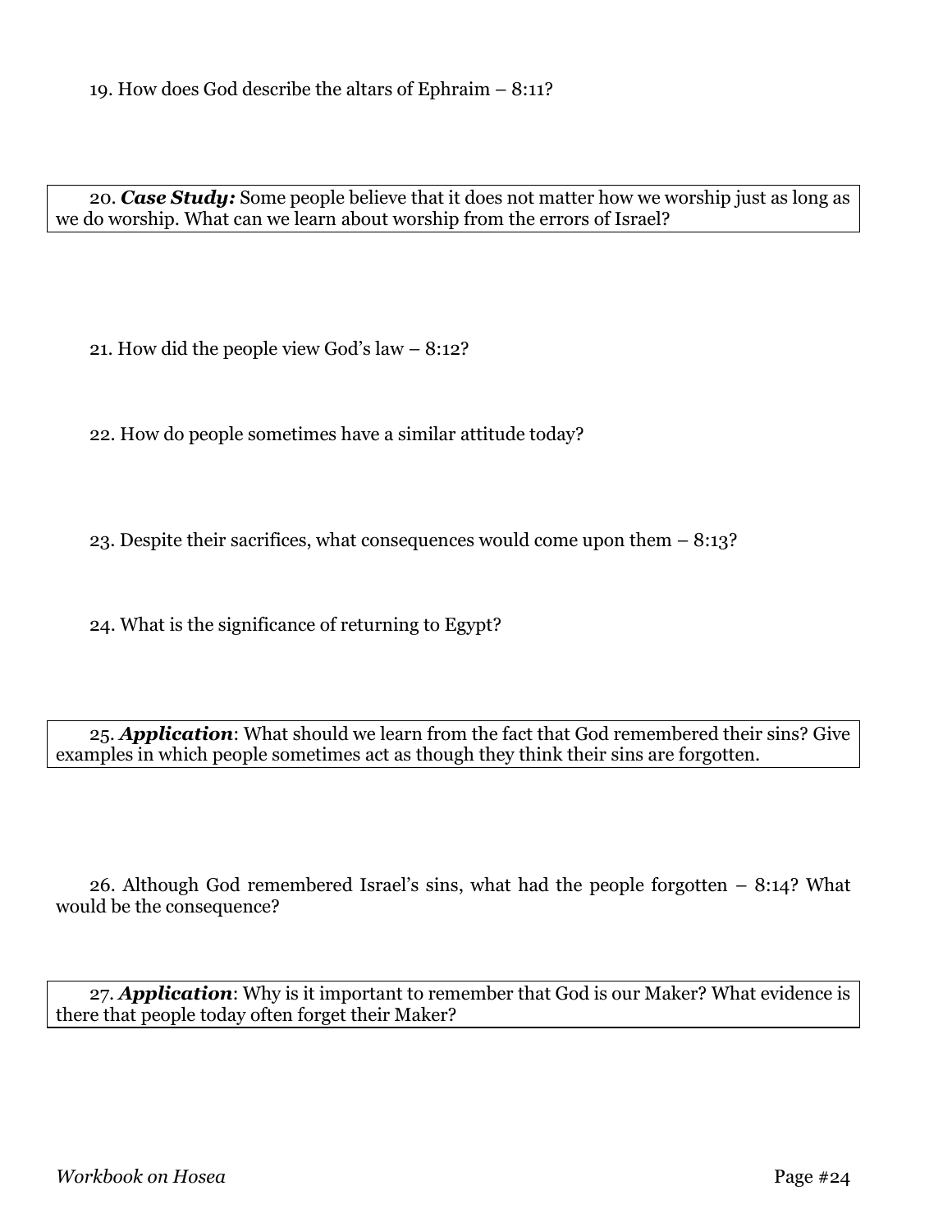19. How does God describe the altars of Ephraim – 8:11?

20. ***Case Study:*** Some people believe that it does not matter how we worship just as long as we do worship. What can we learn about worship from the errors of Israel?

21. How did the people view God's law – 8:12?

22. How do people sometimes have a similar attitude today?

23. Despite their sacrifices, what consequences would come upon them – 8:13?

24. What is the significance of returning to Egypt?

25. ***Application***: What should we learn from the fact that God remembered their sins? Give examples in which people sometimes act as though they think their sins are forgotten.

26. Although God remembered Israel's sins, what had the people forgotten – 8:14? What would be the consequence?

27. ***Application***: Why is it important to remember that God is our Maker? What evidence is there that people today often forget their Maker?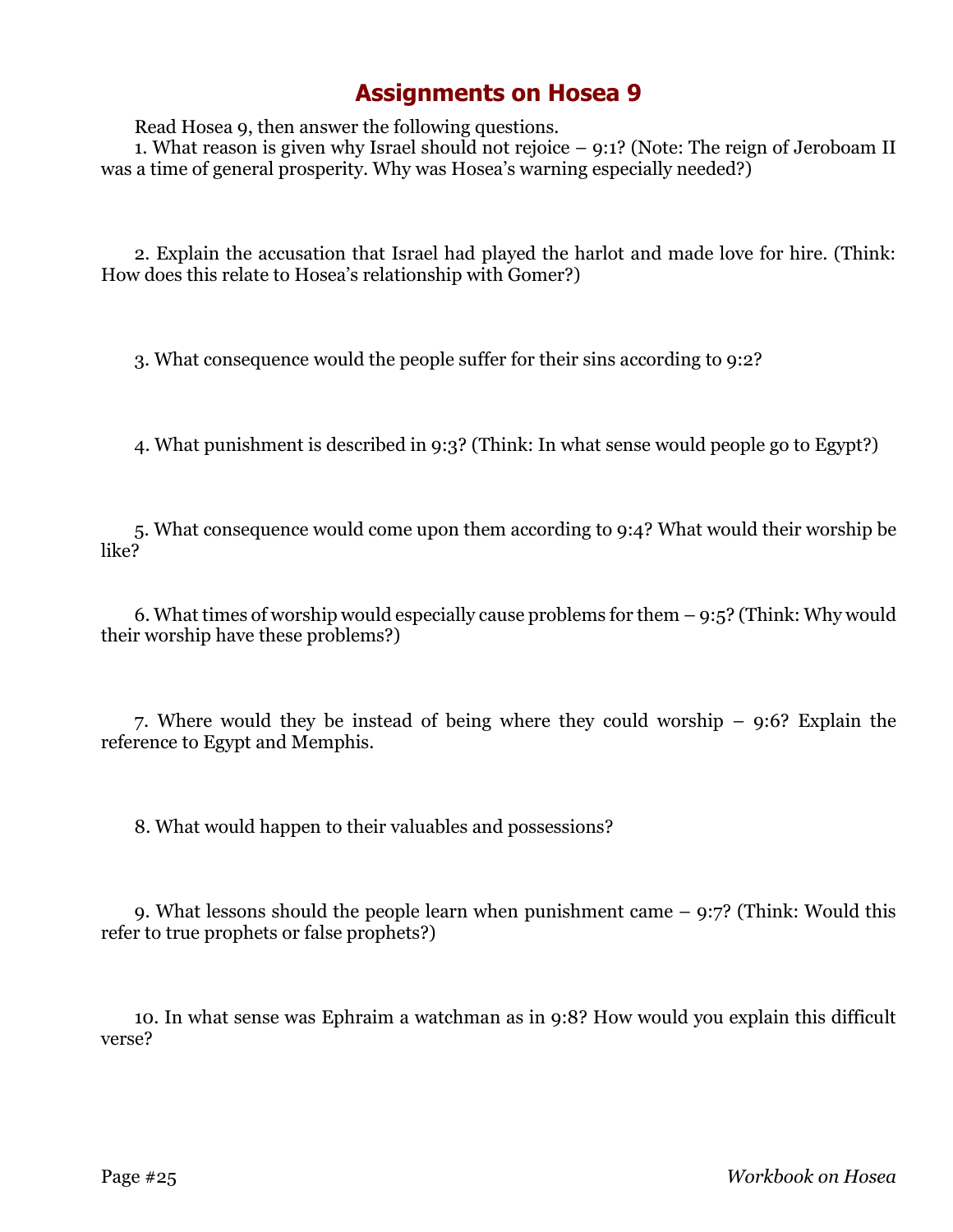# Assignments on Hosea 9

Read Hosea 9, then answer the following questions.

1. What reason is given why Israel should not rejoice – 9:1? (Note: The reign of Jeroboam II was a time of general prosperity. Why was Hosea's warning especially needed?)

2. Explain the accusation that Israel had played the harlot and made love for hire. (Think: How does this relate to Hosea's relationship with Gomer?)

3. What consequence would the people suffer for their sins according to 9:2?

4. What punishment is described in 9:3? (Think: In what sense would people go to Egypt?)

5. What consequence would come upon them according to 9:4? What would their worship be like?

6. What times of worship would especially cause problems for them – 9:5? (Think: Why would their worship have these problems?)

7. Where would they be instead of being where they could worship – 9:6? Explain the reference to Egypt and Memphis.

8. What would happen to their valuables and possessions?

9. What lessons should the people learn when punishment came – 9:7? (Think: Would this refer to true prophets or false prophets?)

10. In what sense was Ephraim a watchman as in 9:8? How would you explain this difficult verse?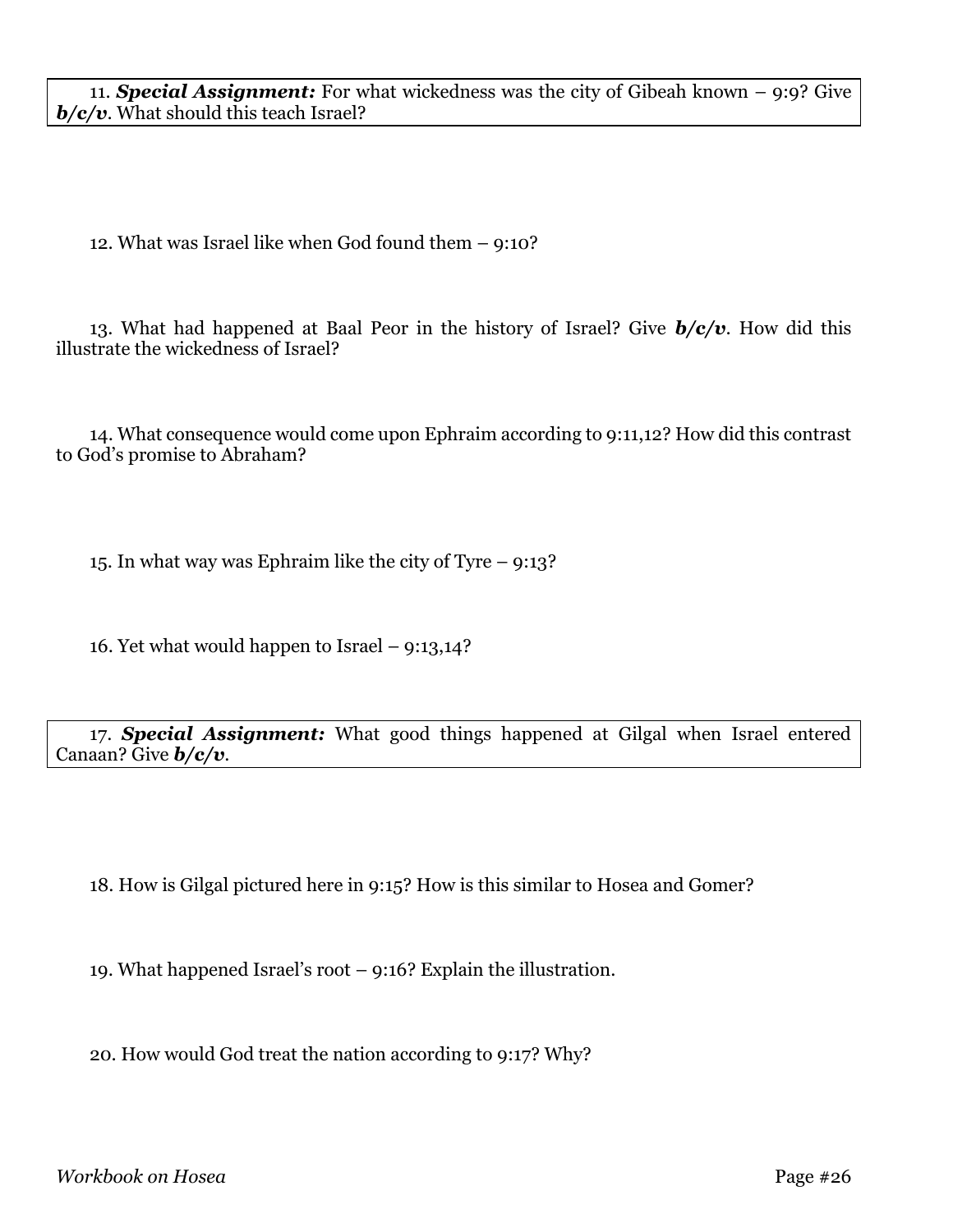11. ***Special Assignment:*** For what wickedness was the city of Gibeah known – 9:9? Give ***b/c/v***. What should this teach Israel?

12. What was Israel like when God found them – 9:10?

13. What had happened at Baal Peor in the history of Israel? Give ***b/c/v***. How did this illustrate the wickedness of Israel?

14. What consequence would come upon Ephraim according to 9:11,12? How did this contrast to God's promise to Abraham?

15. In what way was Ephraim like the city of Tyre – 9:13?

16. Yet what would happen to Israel – 9:13,14?

17. ***Special Assignment:*** What good things happened at Gilgal when Israel entered Canaan? Give ***b/c/v***.

18. How is Gilgal pictured here in 9:15? How is this similar to Hosea and Gomer?

19. What happened Israel's root – 9:16? Explain the illustration.

20. How would God treat the nation according to 9:17? Why?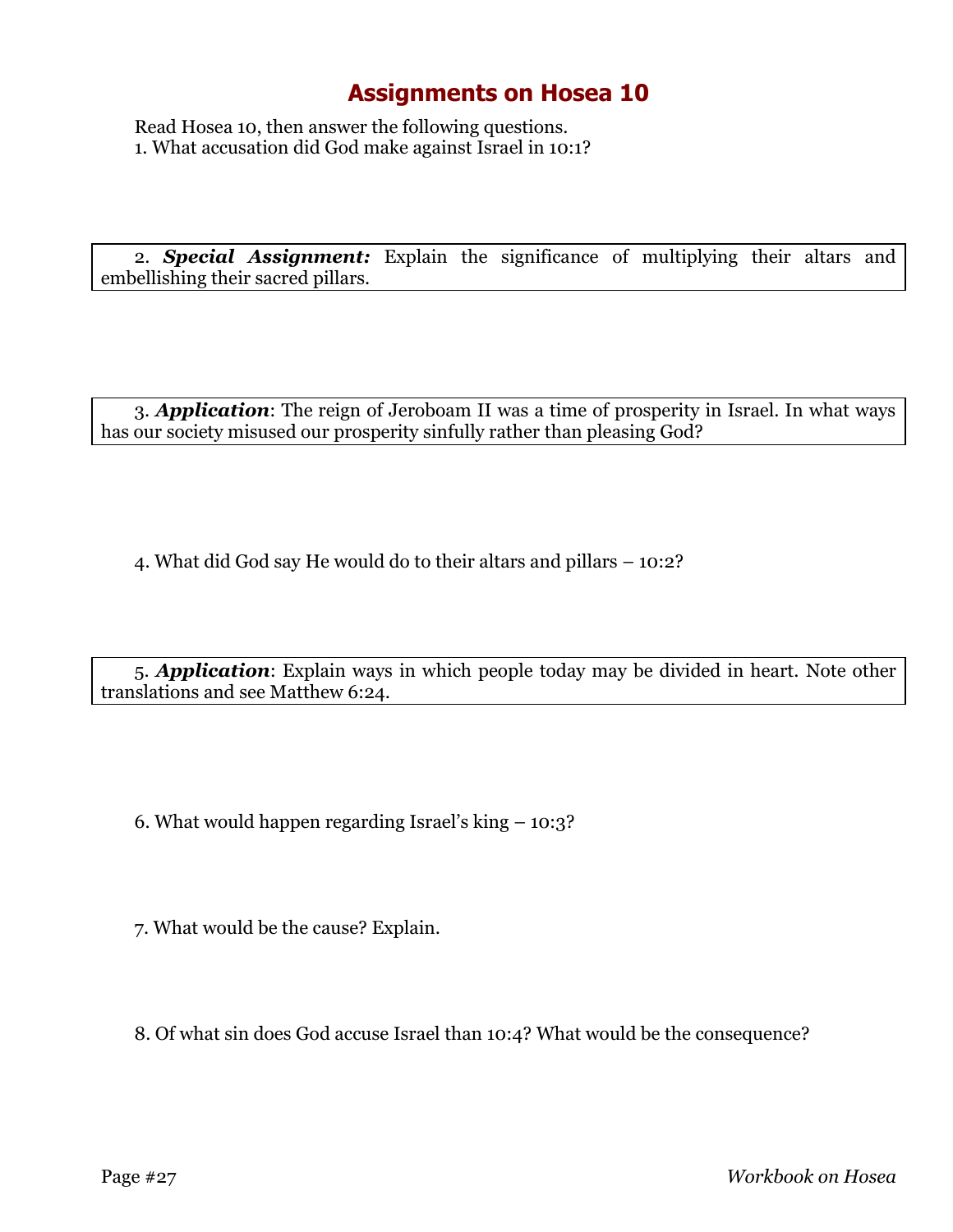# Assignments on Hosea 10

Read Hosea 10, then answer the following questions.

1. What accusation did God make against Israel in 10:1?

2. ***Special Assignment:*** Explain the significance of multiplying their altars and embellishing their sacred pillars.

3. ***Application***: The reign of Jeroboam II was a time of prosperity in Israel. In what ways has our society misused our prosperity sinfully rather than pleasing God?

4. What did God say He would do to their altars and pillars – 10:2?

5. ***Application***: Explain ways in which people today may be divided in heart. Note other translations and see Matthew 6:24.

6. What would happen regarding Israel's king – 10:3?

7. What would be the cause? Explain.

8. Of what sin does God accuse Israel than 10:4? What would be the consequence?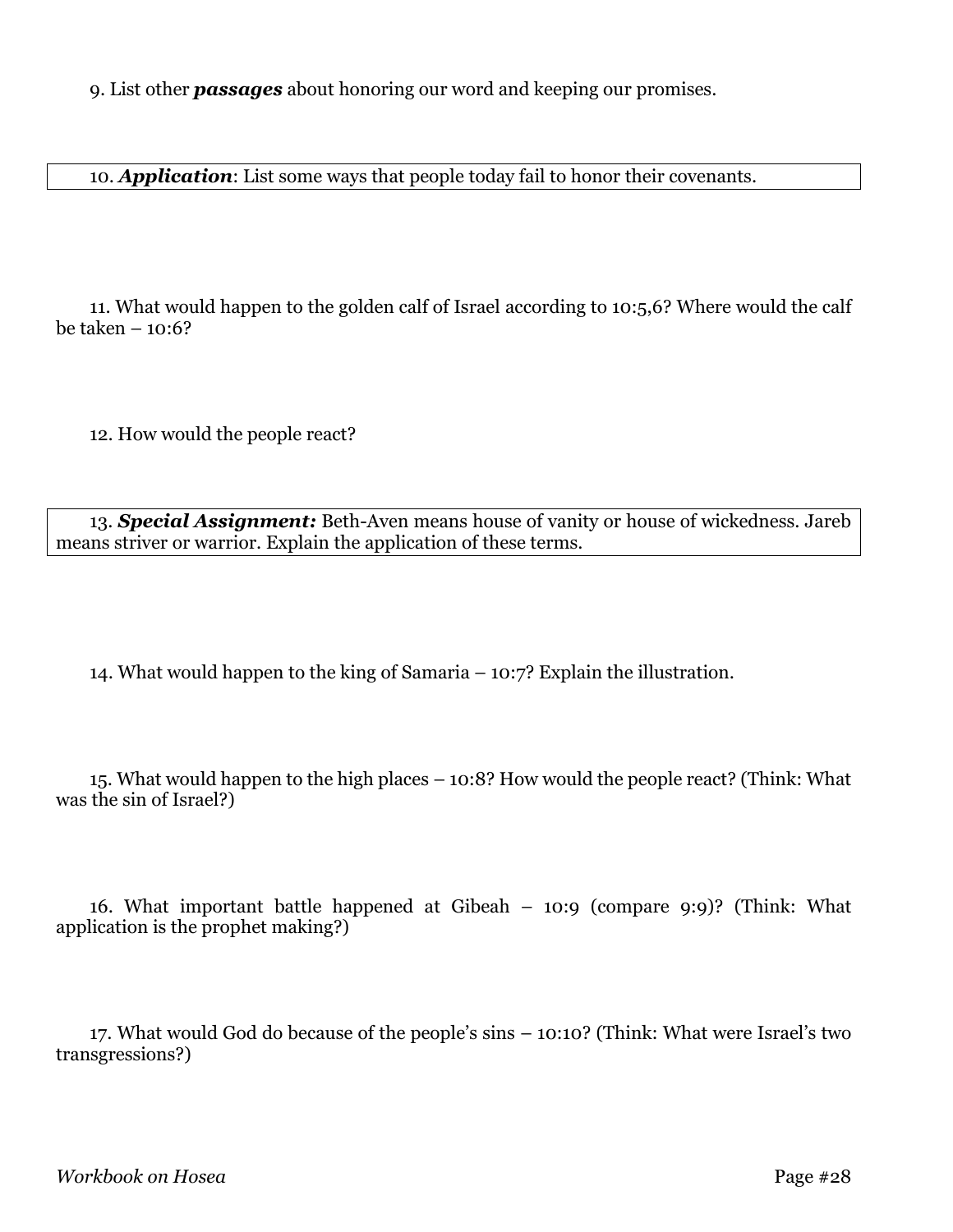9. List other ***passages*** about honoring our word and keeping our promises.

10. ***Application***: List some ways that people today fail to honor their covenants.

11. What would happen to the golden calf of Israel according to 10:5,6? Where would the calf be taken – 10:6?

12. How would the people react?

13. ***Special Assignment:*** Beth-Aven means house of vanity or house of wickedness. Jareb means striver or warrior. Explain the application of these terms.

14. What would happen to the king of Samaria – 10:7? Explain the illustration.

15. What would happen to the high places – 10:8? How would the people react? (Think: What was the sin of Israel?)

16. What important battle happened at Gibeah – 10:9 (compare 9:9)? (Think: What application is the prophet making?)

17. What would God do because of the people's sins – 10:10? (Think: What were Israel's two transgressions?)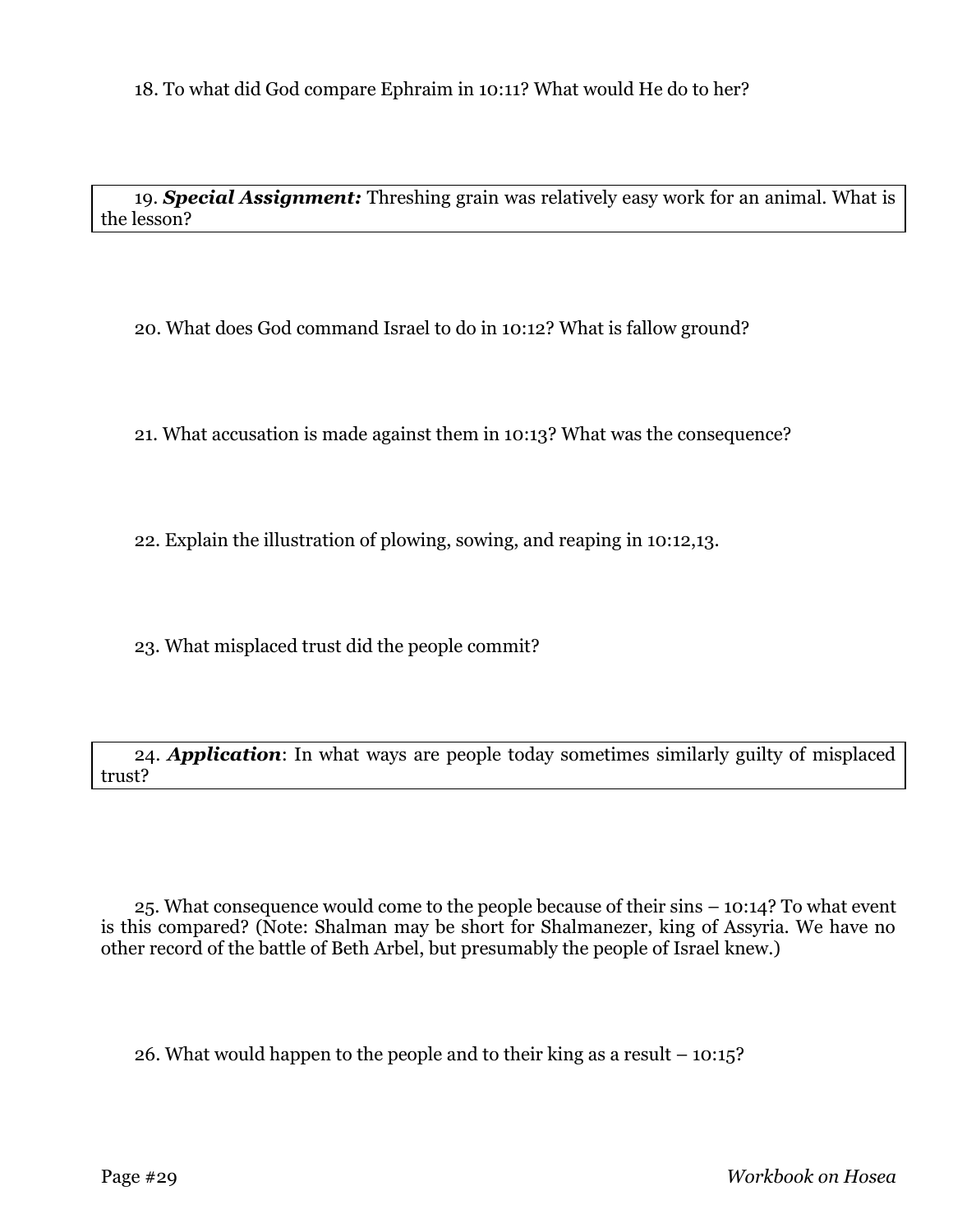18. To what did God compare Ephraim in 10:11? What would He do to her?

19. ***Special Assignment:*** Threshing grain was relatively easy work for an animal. What is the lesson?

20. What does God command Israel to do in 10:12? What is fallow ground?

21. What accusation is made against them in 10:13? What was the consequence?

22. Explain the illustration of plowing, sowing, and reaping in 10:12,13.

23. What misplaced trust did the people commit?

24. ***Application***: In what ways are people today sometimes similarly guilty of misplaced trust?

25. What consequence would come to the people because of their sins – 10:14? To what event is this compared? (Note: Shalman may be short for Shalmanezer, king of Assyria. We have no other record of the battle of Beth Arbel, but presumably the people of Israel knew.)

26. What would happen to the people and to their king as a result – 10:15?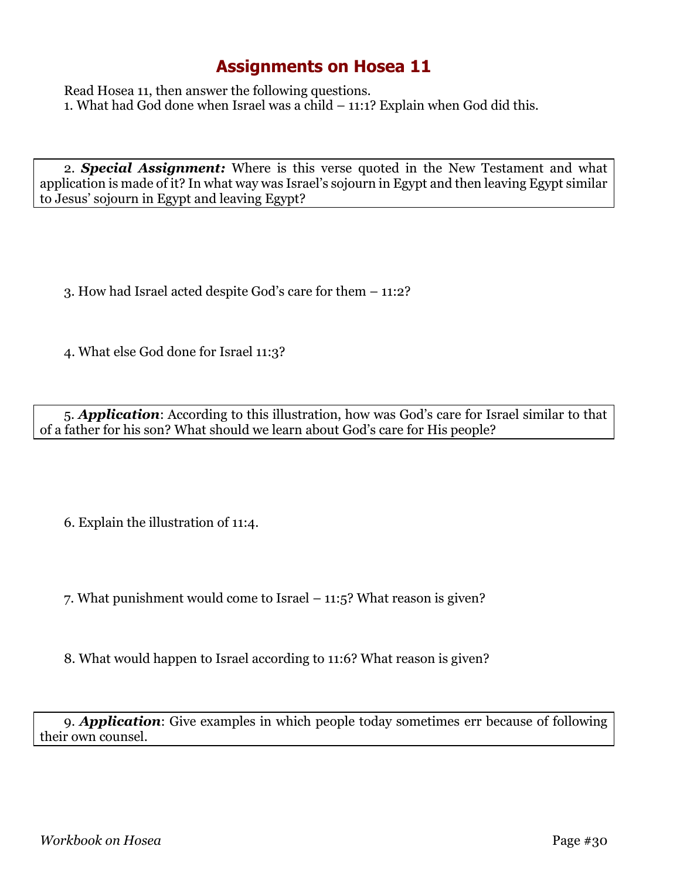# Assignments on Hosea 11

Read Hosea 11, then answer the following questions.

1. What had God done when Israel was a child – 11:1? Explain when God did this.

2. ***Special Assignment:*** Where is this verse quoted in the New Testament and what application is made of it? In what way was Israel's sojourn in Egypt and then leaving Egypt similar to Jesus' sojourn in Egypt and leaving Egypt?

3. How had Israel acted despite God's care for them – 11:2?

4. What else God done for Israel 11:3?

5. ***Application***: According to this illustration, how was God's care for Israel similar to that of a father for his son? What should we learn about God's care for His people?

6. Explain the illustration of 11:4.

7. What punishment would come to Israel – 11:5? What reason is given?

8. What would happen to Israel according to 11:6? What reason is given?

9. ***Application***: Give examples in which people today sometimes err because of following their own counsel.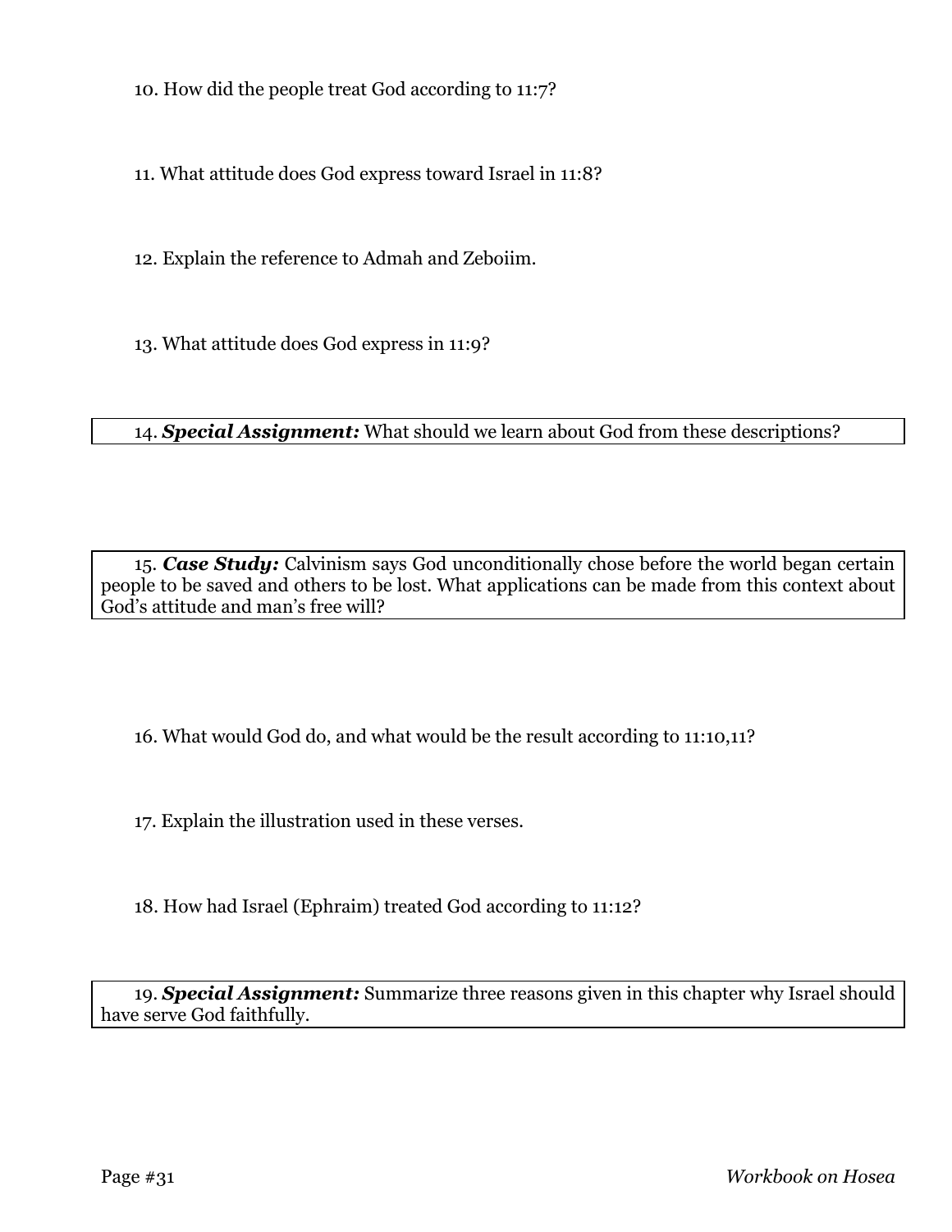10. How did the people treat God according to 11:7?

11. What attitude does God express toward Israel in 11:8?

12. Explain the reference to Admah and Zeboiim.

13. What attitude does God express in 11:9?

14. ***Special Assignment:*** What should we learn about God from these descriptions?

15. ***Case Study:*** Calvinism says God unconditionally chose before the world began certain people to be saved and others to be lost. What applications can be made from this context about God's attitude and man's free will?

16. What would God do, and what would be the result according to 11:10,11?

17. Explain the illustration used in these verses.

18. How had Israel (Ephraim) treated God according to 11:12?

19. ***Special Assignment:*** Summarize three reasons given in this chapter why Israel should have serve God faithfully.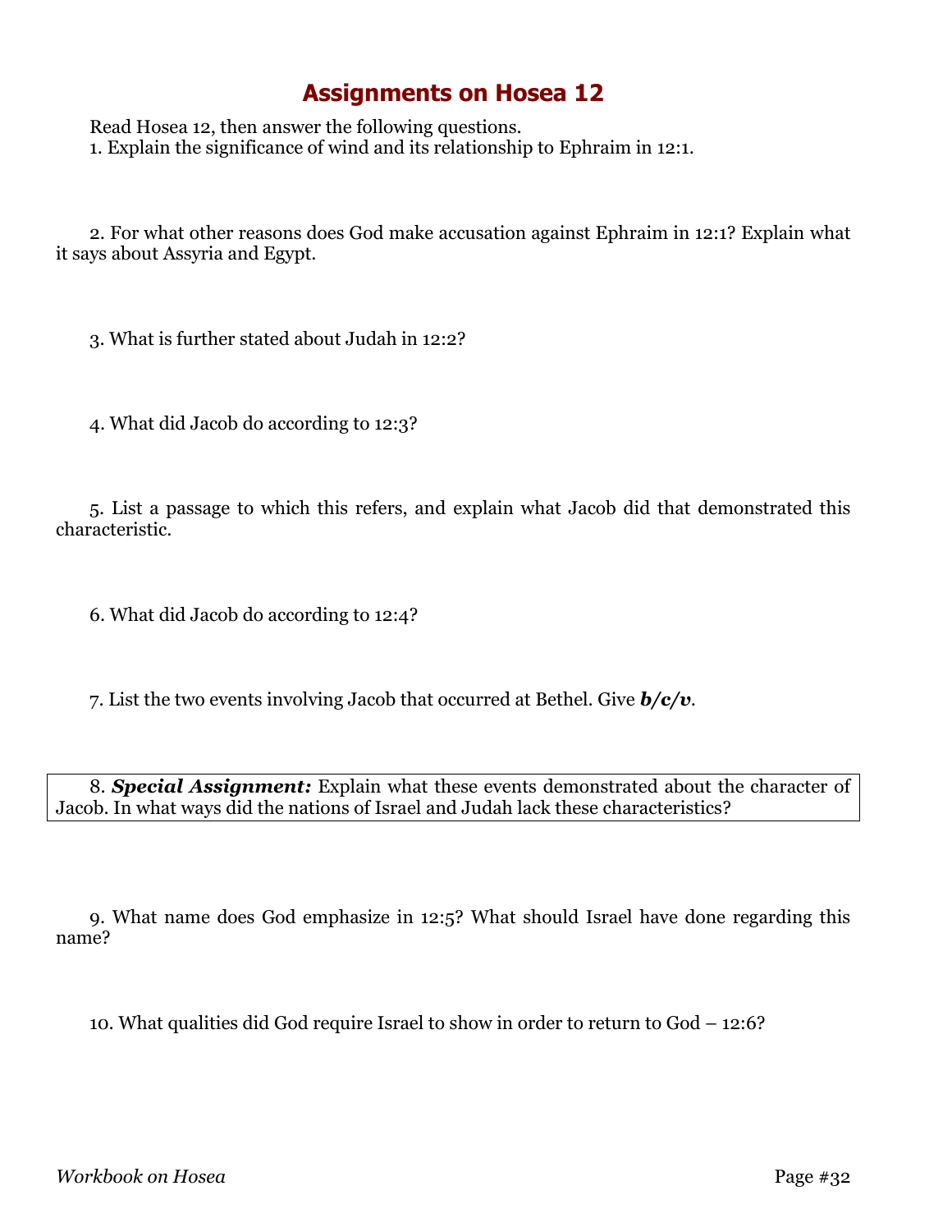# Assignments on Hosea 12

Read Hosea 12, then answer the following questions.

1. Explain the significance of wind and its relationship to Ephraim in 12:1.

2. For what other reasons does God make accusation against Ephraim in 12:1? Explain what it says about Assyria and Egypt.

3. What is further stated about Judah in 12:2?

4. What did Jacob do according to 12:3?

5. List a passage to which this refers, and explain what Jacob did that demonstrated this characteristic.

6. What did Jacob do according to 12:4?

7. List the two events involving Jacob that occurred at Bethel. Give ***b/c/v***.

8. ***Special Assignment:*** Explain what these events demonstrated about the character of Jacob. In what ways did the nations of Israel and Judah lack these characteristics?

9. What name does God emphasize in 12:5? What should Israel have done regarding this name?

10. What qualities did God require Israel to show in order to return to God – 12:6?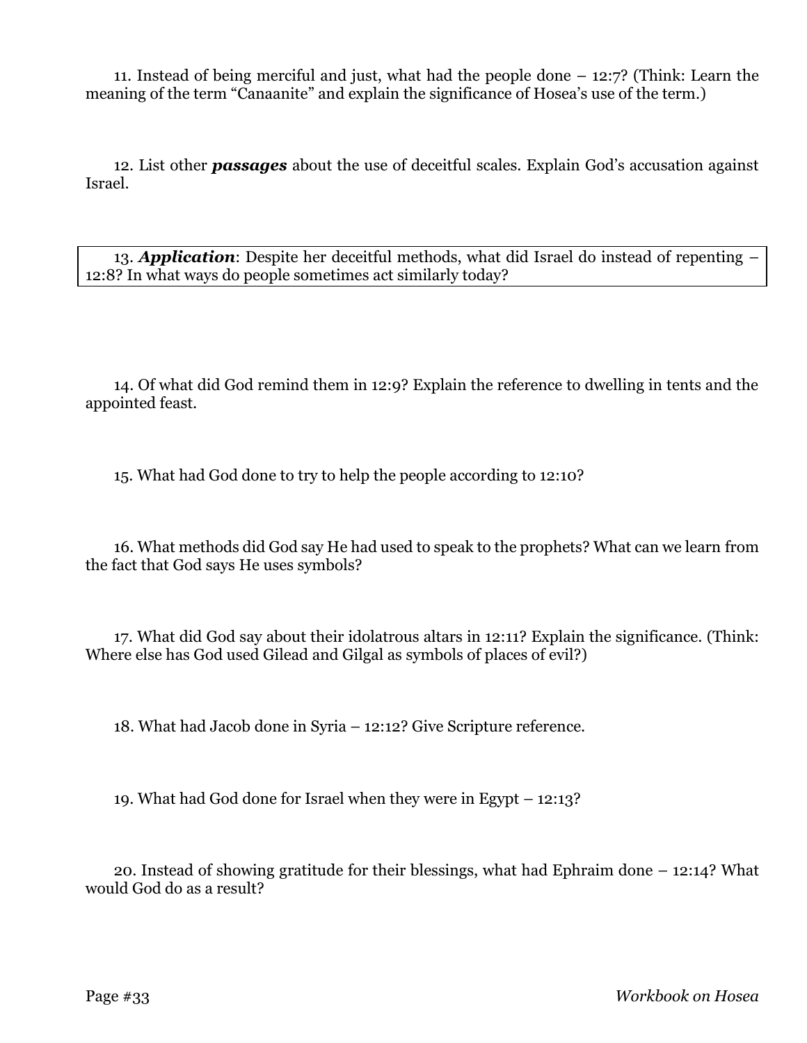11. Instead of being merciful and just, what had the people done – 12:7? (Think: Learn the meaning of the term "Canaanite" and explain the significance of Hosea's use of the term.)

12. List other ***passages*** about the use of deceitful scales. Explain God's accusation against Israel.

13. ***Application***: Despite her deceitful methods, what did Israel do instead of repenting – 12:8? In what ways do people sometimes act similarly today?

14. Of what did God remind them in 12:9? Explain the reference to dwelling in tents and the appointed feast.

15. What had God done to try to help the people according to 12:10?

16. What methods did God say He had used to speak to the prophets? What can we learn from the fact that God says He uses symbols?

17. What did God say about their idolatrous altars in 12:11? Explain the significance. (Think: Where else has God used Gilead and Gilgal as symbols of places of evil?)

18. What had Jacob done in Syria – 12:12? Give Scripture reference.

19. What had God done for Israel when they were in Egypt – 12:13?

20. Instead of showing gratitude for their blessings, what had Ephraim done – 12:14? What would God do as a result?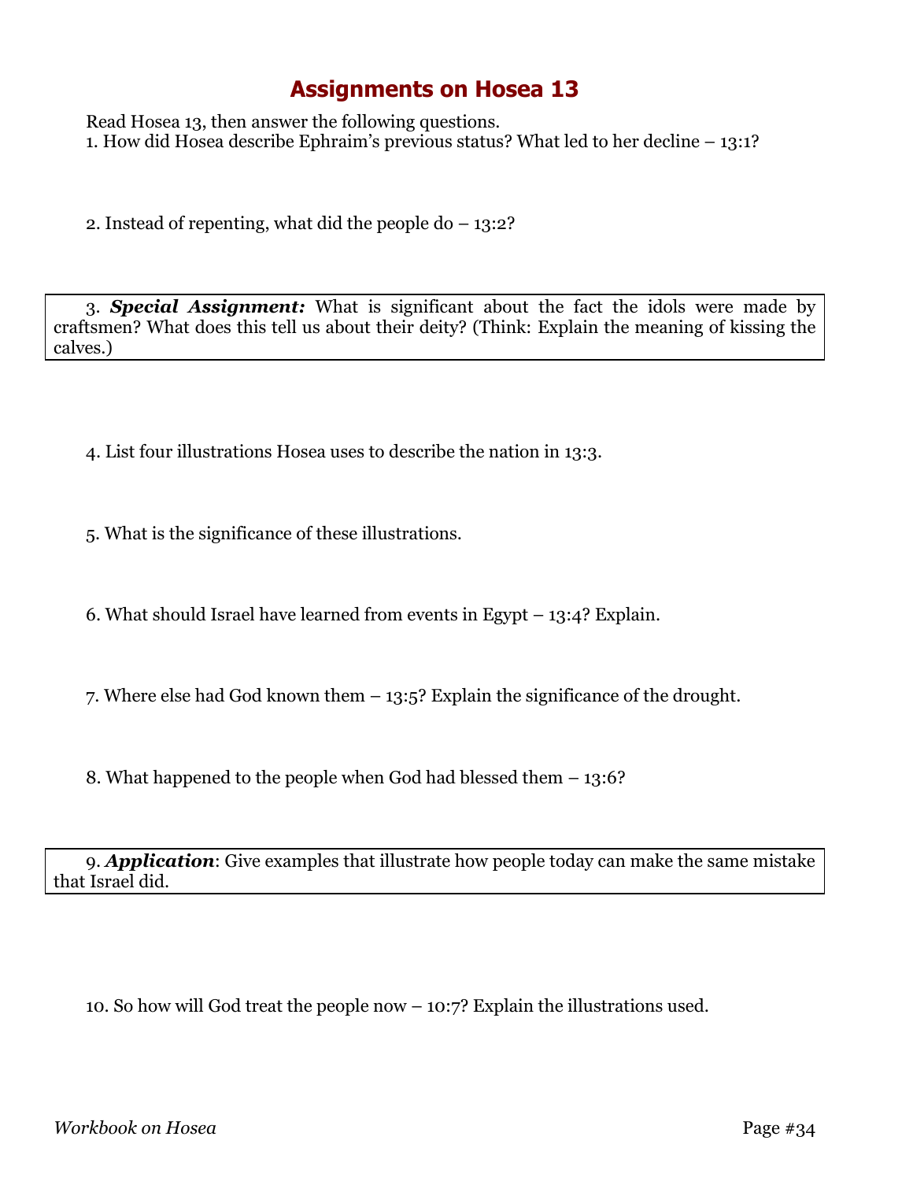# Assignments on Hosea 13

Read Hosea 13, then answer the following questions.

1. How did Hosea describe Ephraim's previous status? What led to her decline – 13:1?

2. Instead of repenting, what did the people do – 13:2?

3. ***Special Assignment:*** What is significant about the fact the idols were made by craftsmen? What does this tell us about their deity? (Think: Explain the meaning of kissing the calves.)

4. List four illustrations Hosea uses to describe the nation in 13:3.

5. What is the significance of these illustrations.

6. What should Israel have learned from events in Egypt – 13:4? Explain.

7. Where else had God known them – 13:5? Explain the significance of the drought.

8. What happened to the people when God had blessed them – 13:6?

9. ***Application***: Give examples that illustrate how people today can make the same mistake that Israel did.

10. So how will God treat the people now – 10:7? Explain the illustrations used.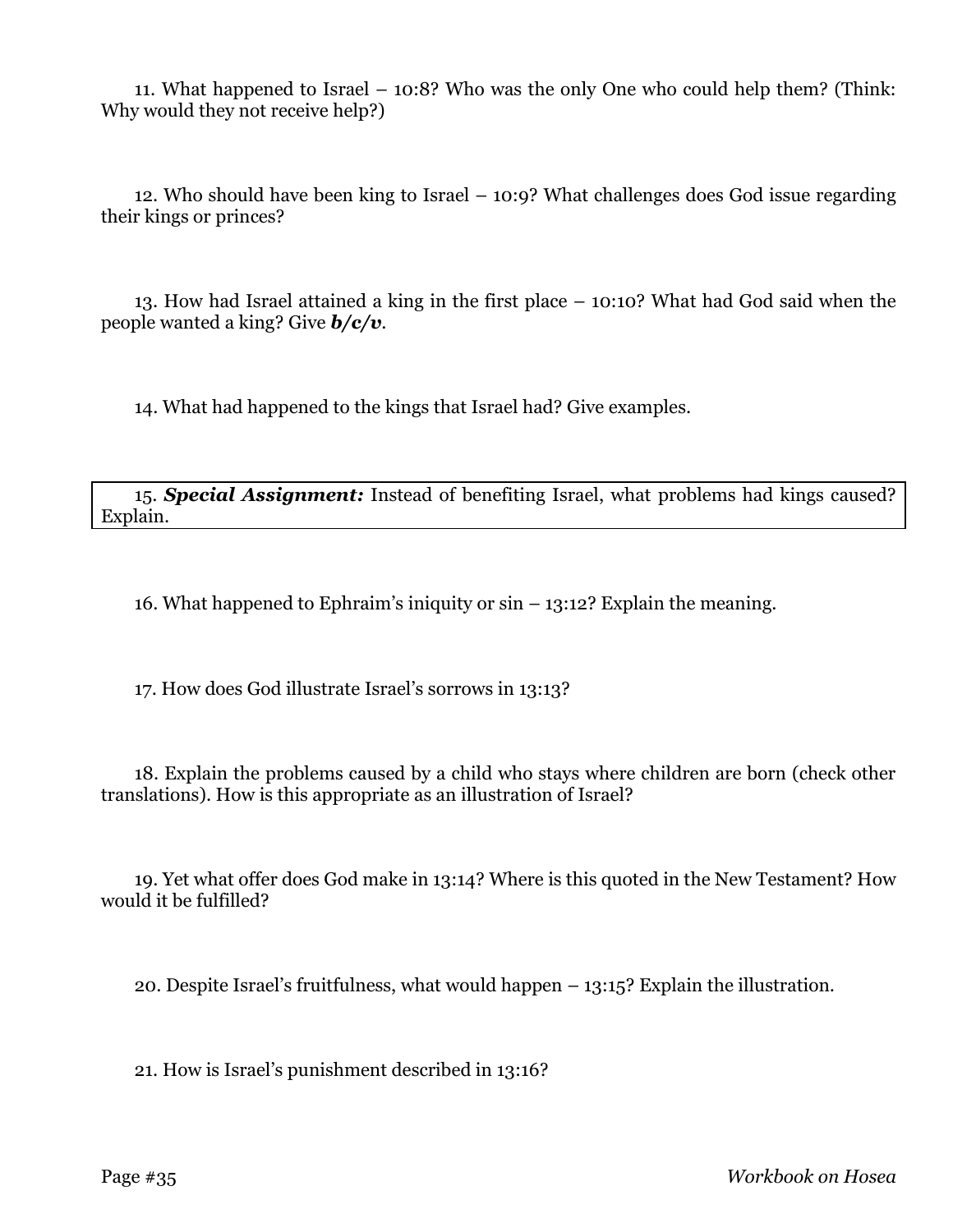11. What happened to Israel – 10:8? Who was the only One who could help them? (Think: Why would they not receive help?)

12. Who should have been king to Israel – 10:9? What challenges does God issue regarding their kings or princes?

13. How had Israel attained a king in the first place – 10:10? What had God said when the people wanted a king? Give ***b/c/v***.

14. What had happened to the kings that Israel had? Give examples.

15. ***Special Assignment:*** Instead of benefiting Israel, what problems had kings caused? Explain.

16. What happened to Ephraim's iniquity or sin – 13:12? Explain the meaning.

17. How does God illustrate Israel's sorrows in 13:13?

18. Explain the problems caused by a child who stays where children are born (check other translations). How is this appropriate as an illustration of Israel?

19. Yet what offer does God make in 13:14? Where is this quoted in the New Testament? How would it be fulfilled?

20. Despite Israel's fruitfulness, what would happen – 13:15? Explain the illustration.

21. How is Israel's punishment described in 13:16?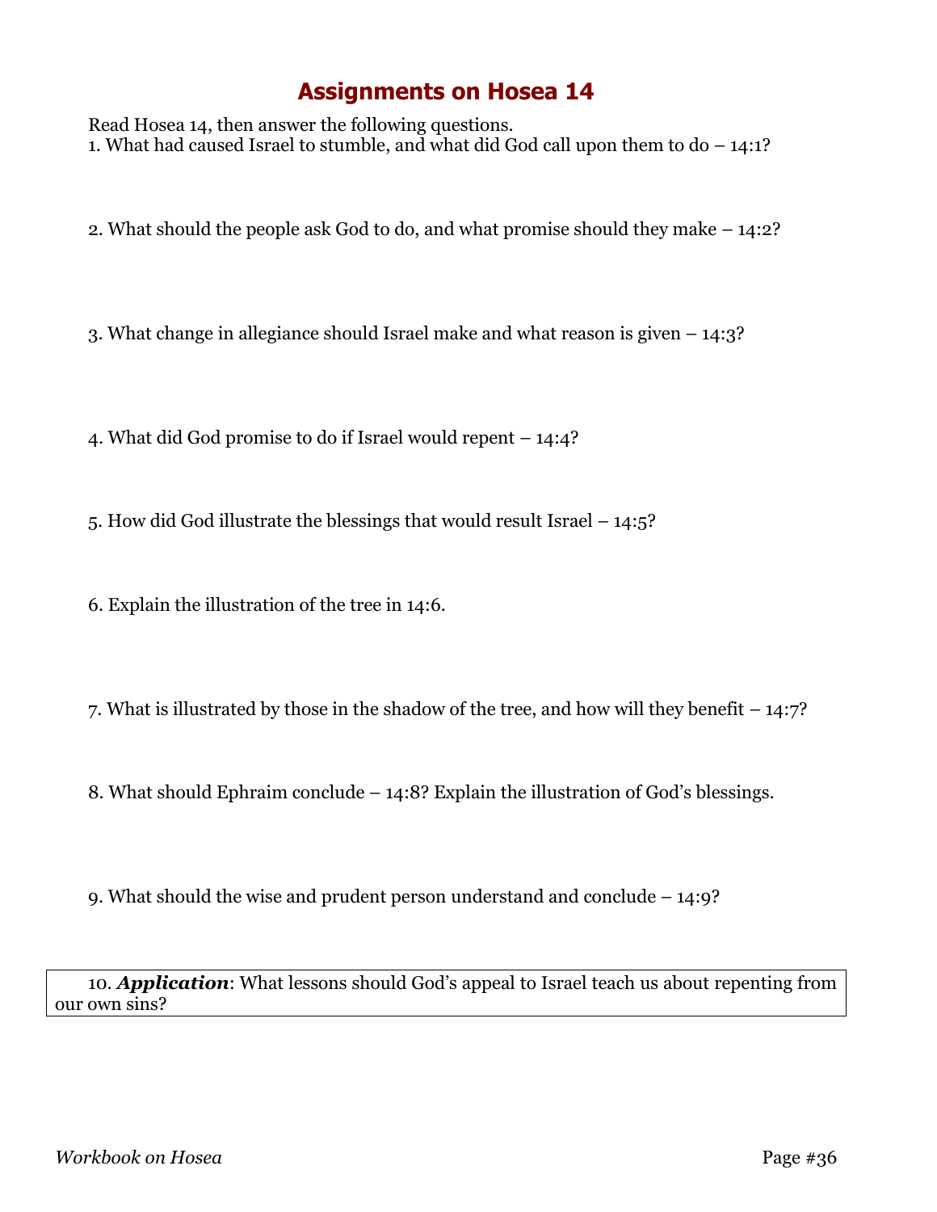# Assignments on Hosea 14

Read Hosea 14, then answer the following questions.

1. What had caused Israel to stumble, and what did God call upon them to do – 14:1?

2. What should the people ask God to do, and what promise should they make – 14:2?

3. What change in allegiance should Israel make and what reason is given – 14:3?

4. What did God promise to do if Israel would repent – 14:4?

5. How did God illustrate the blessings that would result Israel – 14:5?

6. Explain the illustration of the tree in 14:6.

7. What is illustrated by those in the shadow of the tree, and how will they benefit – 14:7?

8. What should Ephraim conclude – 14:8? Explain the illustration of God's blessings.

9. What should the wise and prudent person understand and conclude – 14:9?

10. ***Application***: What lessons should God's appeal to Israel teach us about repenting from our own sins?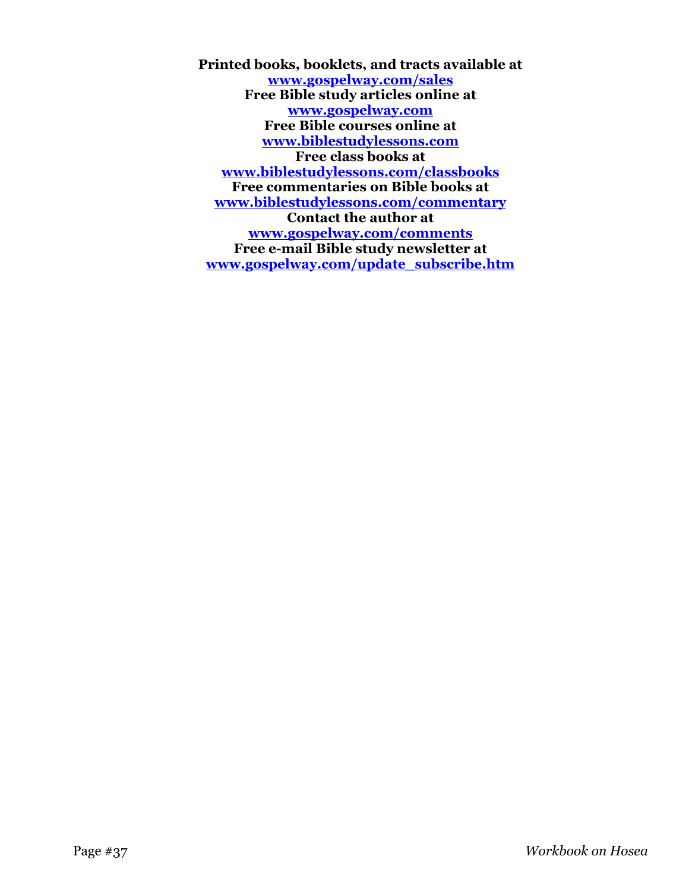**Printed books, booklets, and tracts available at**
**[www.gospelway.com/sales](http://www.gospelway.com/sales)**
**Free Bible study articles online at**
**[www.gospelway.com](http://www.gospelway.com)**
**Free Bible courses online at**
**[www.biblestudylessons.com](http://www.biblestudylessons.com)**
**Free class books at**
**[www.biblestudylessons.com/classbooks](http://www.biblestudylessons.com/classbooks)**
**Free commentaries on Bible books at**
**[www.biblestudylessons.com/commentary](http://www.biblestudylessons.com/commentary)**
**Contact the author at**
**[www.gospelway.com/comments](http://www.gospelway.com/comments)**
**Free e-mail Bible study newsletter at**
**[www.gospelway.com/update_subscribe.htm](http://www.gospelway.com/update_subscribe.htm)**